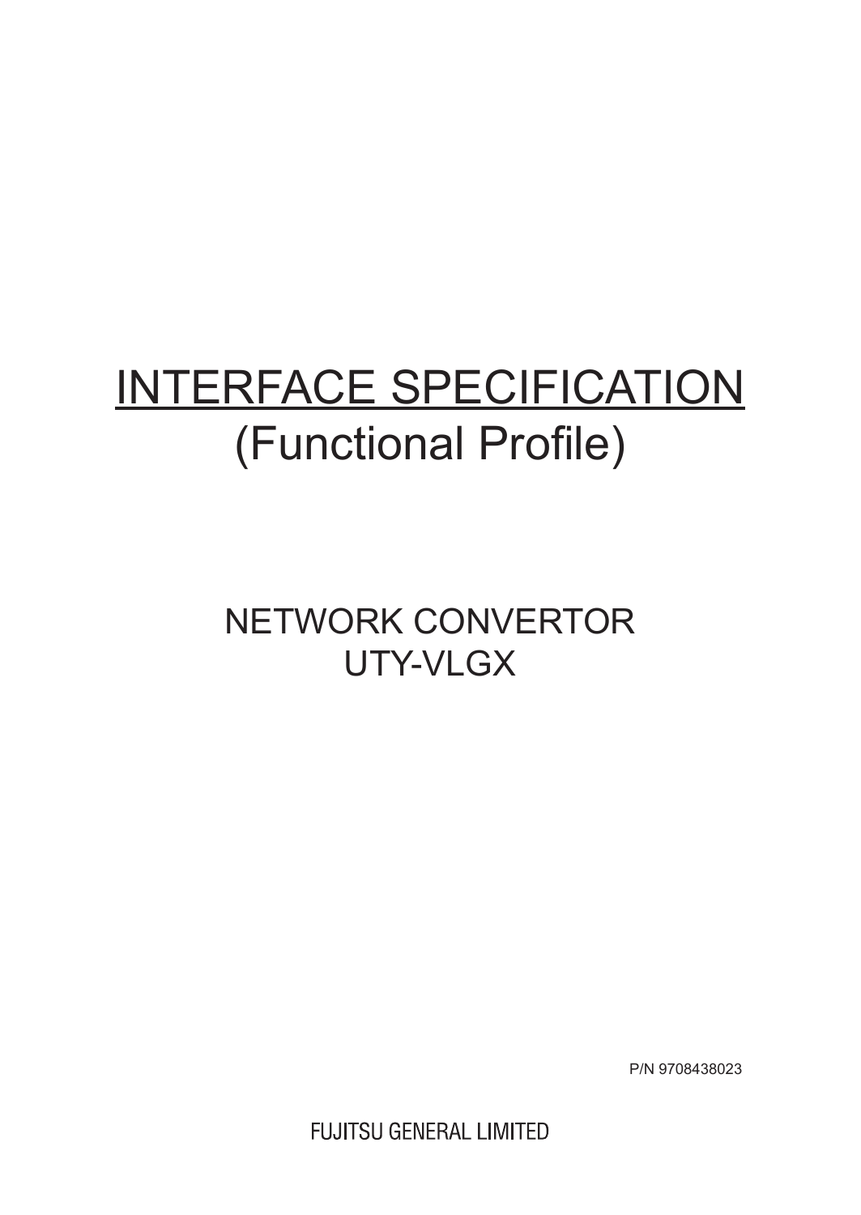# INTERFACE SPECIFICATION

# (Functional Profile)

## NETWORK CONVERTOR
## UTY-VLGX

P/N 9708438023

FUJITSU GENERAL LIMITED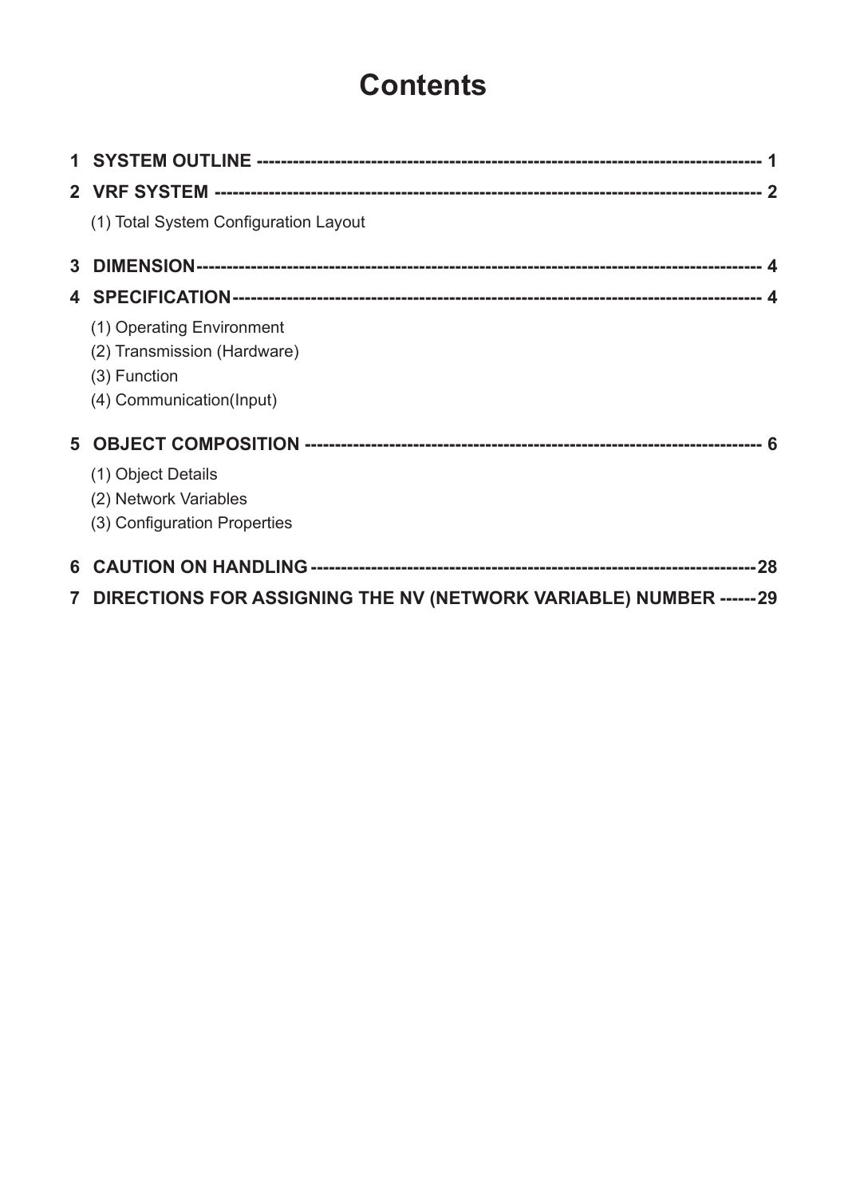# Contents

**1 SYSTEM OUTLINE ---------------------------------------------------------------------------------- 1**

**2 VRF SYSTEM ---------------------------------------------------------------------------------------- 2**

(1) Total System Configuration Layout

**3 DIMENSION------------------------------------------------------------------------------------------- 4**

**4 SPECIFICATION---------------------------------------------------------------------------------------- 4**

(1) Operating Environment
(2) Transmission (Hardware)
(3) Function
(4) Communication(Input)

**5 OBJECT COMPOSITION ------------------------------------------------------------------------- 6**

(1) Object Details
(2) Network Variables
(3) Configuration Properties

**6 CAUTION ON HANDLING ------------------------------------------------------------------------28**

**7 DIRECTIONS FOR ASSIGNING THE NV (NETWORK VARIABLE) NUMBER ------29**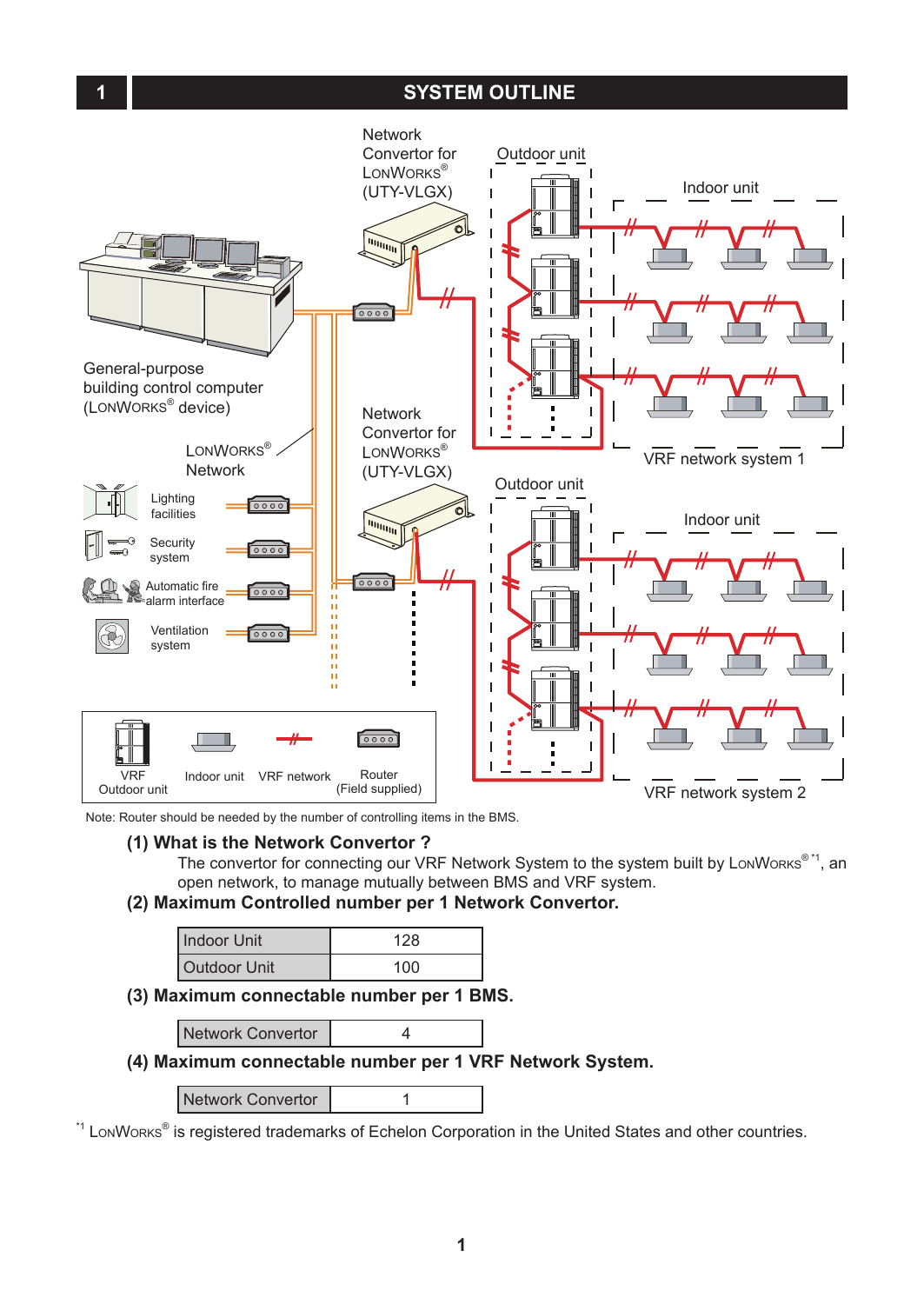# 1 SYSTEM OUTLINE

Network Convertor for LONWORKS® (UTY-VLGX)

Outdoor unit

Indoor unit

General-purpose building control computer (LONWORKS® device)

LONWORKS® Network

Network Convertor for LONWORKS® (UTY-VLGX)

Outdoor unit

Indoor unit

VRF network system 1

Lighting facilities

Security system

Automatic fire alarm interface

Ventilation system

VRF network system 2

VRF Outdoor unit | Indoor unit | VRF network | Router (Field supplied)

Note: Router should be needed by the number of controlling items in the BMS.

## (1) What is the Network Convertor ?

The convertor for connecting our VRF Network System to the system built by LONWORKS® *1, an open network, to manage mutually between BMS and VRF system.

## (2) Maximum Controlled number per 1 Network Convertor.

| Indoor Unit | 128 |
|---|---|
| Outdoor Unit | 100 |

## (3) Maximum connectable number per 1 BMS.

| Network Convertor | 4 |
|---|---|

## (4) Maximum connectable number per 1 VRF Network System.

| Network Convertor | 1 |
|---|---|

*1 LONWORKS® is registered trademarks of Echelon Corporation in the United States and other countries.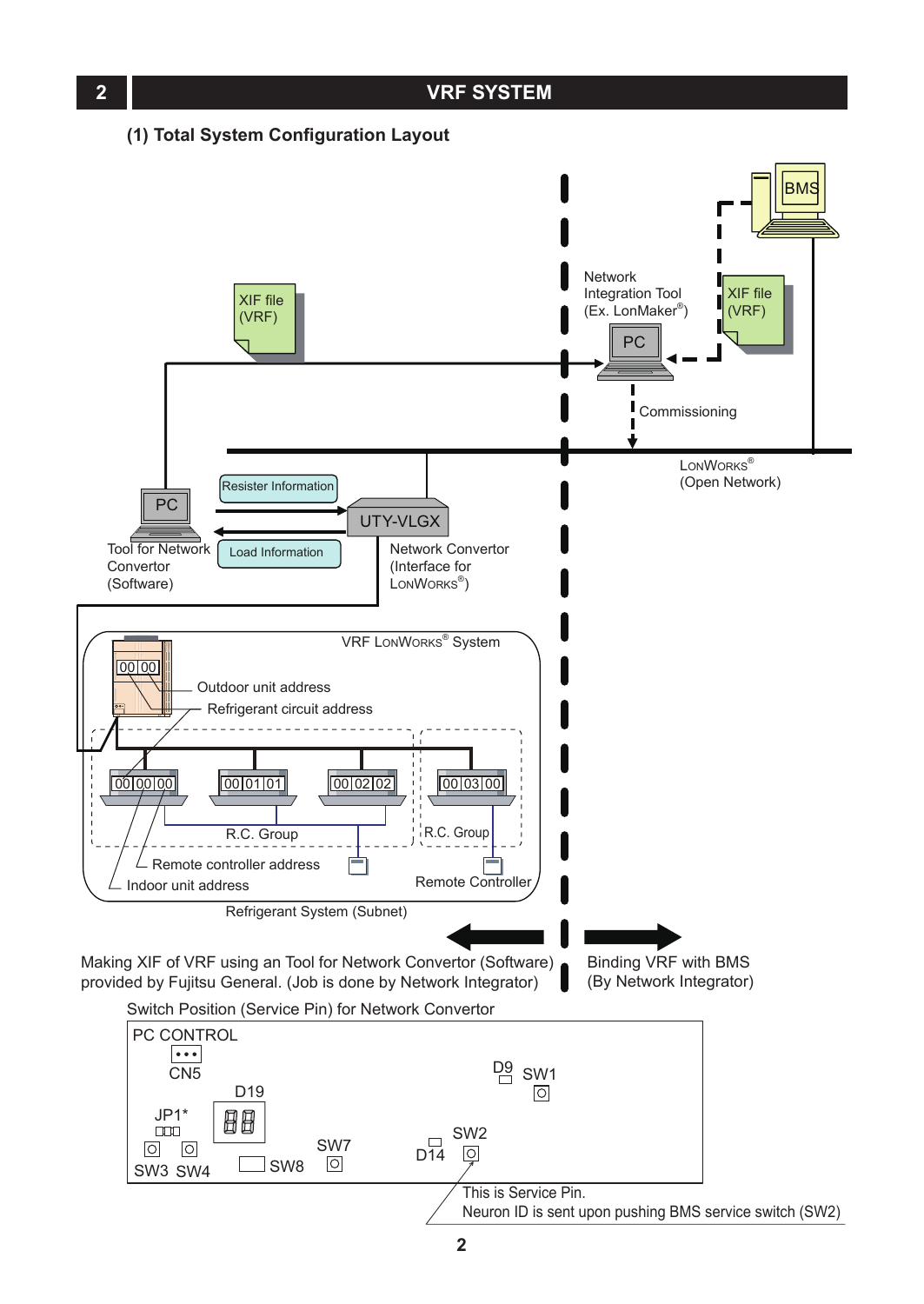# 2 VRF SYSTEM

## (1) Total System Configuration Layout

XIF file (VRF)

Network Integration Tool (Ex. LonMaker®)

PC

BMS

XIF file (VRF)

Commissioning

LonWorks® (Open Network)

Resister Information

PC

UTY-VLGX

Tool for Network Convertor (Software)

Load Information

Network Convertor (Interface for LonWorks®)

VRF LonWorks® System

00 00

Outdoor unit address

Refrigerant circuit address

00 00 00 | 00 01 01 | 00 02 02 | 00 03 00

R.C. Group

R.C. Group

Remote controller address

Indoor unit address

Remote Controller

Refrigerant System (Subnet)

Making XIF of VRF using an Tool for Network Convertor (Software) provided by Fujitsu General. (Job is done by Network Integrator)

Binding VRF with BMS (By Network Integrator)

Switch Position (Service Pin) for Network Convertor

PC CONTROL

CN5

D19

D9 SW1

JP1*

SW7

SW2

D14

SW3 SW4

SW8

This is Service Pin.
Neuron ID is sent upon pushing BMS service switch (SW2)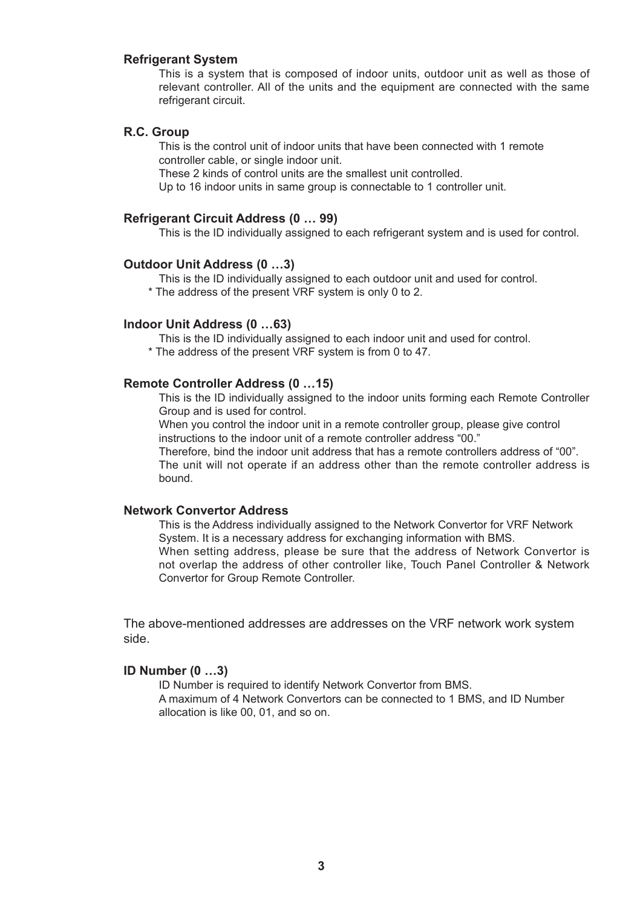### Refrigerant System

This is a system that is composed of indoor units, outdoor unit as well as those of relevant controller. All of the units and the equipment are connected with the same refrigerant circuit.

### R.C. Group

This is the control unit of indoor units that have been connected with 1 remote controller cable, or single indoor unit.
These 2 kinds of control units are the smallest unit controlled.
Up to 16 indoor units in same group is connectable to 1 controller unit.

### Refrigerant Circuit Address (0 … 99)

This is the ID individually assigned to each refrigerant system and is used for control.

### Outdoor Unit Address (0 …3)

This is the ID individually assigned to each outdoor unit and used for control.
* The address of the present VRF system is only 0 to 2.

### Indoor Unit Address (0 …63)

This is the ID individually assigned to each indoor unit and used for control.
* The address of the present VRF system is from 0 to 47.

### Remote Controller Address (0 …15)

This is the ID individually assigned to the indoor units forming each Remote Controller Group and is used for control.
When you control the indoor unit in a remote controller group, please give control instructions to the indoor unit of a remote controller address "00."
Therefore, bind the indoor unit address that has a remote controllers address of "00".
The unit will not operate if an address other than the remote controller address is bound.

### Network Convertor Address

This is the Address individually assigned to the Network Convertor for VRF Network System. It is a necessary address for exchanging information with BMS.
When setting address, please be sure that the address of Network Convertor is not overlap the address of other controller like, Touch Panel Controller & Network Convertor for Group Remote Controller.

The above-mentioned addresses are addresses on the VRF network work system side.

### ID Number (0 …3)

ID Number is required to identify Network Convertor from BMS.
A maximum of 4 Network Convertors can be connected to 1 BMS, and ID Number allocation is like 00, 01, and so on.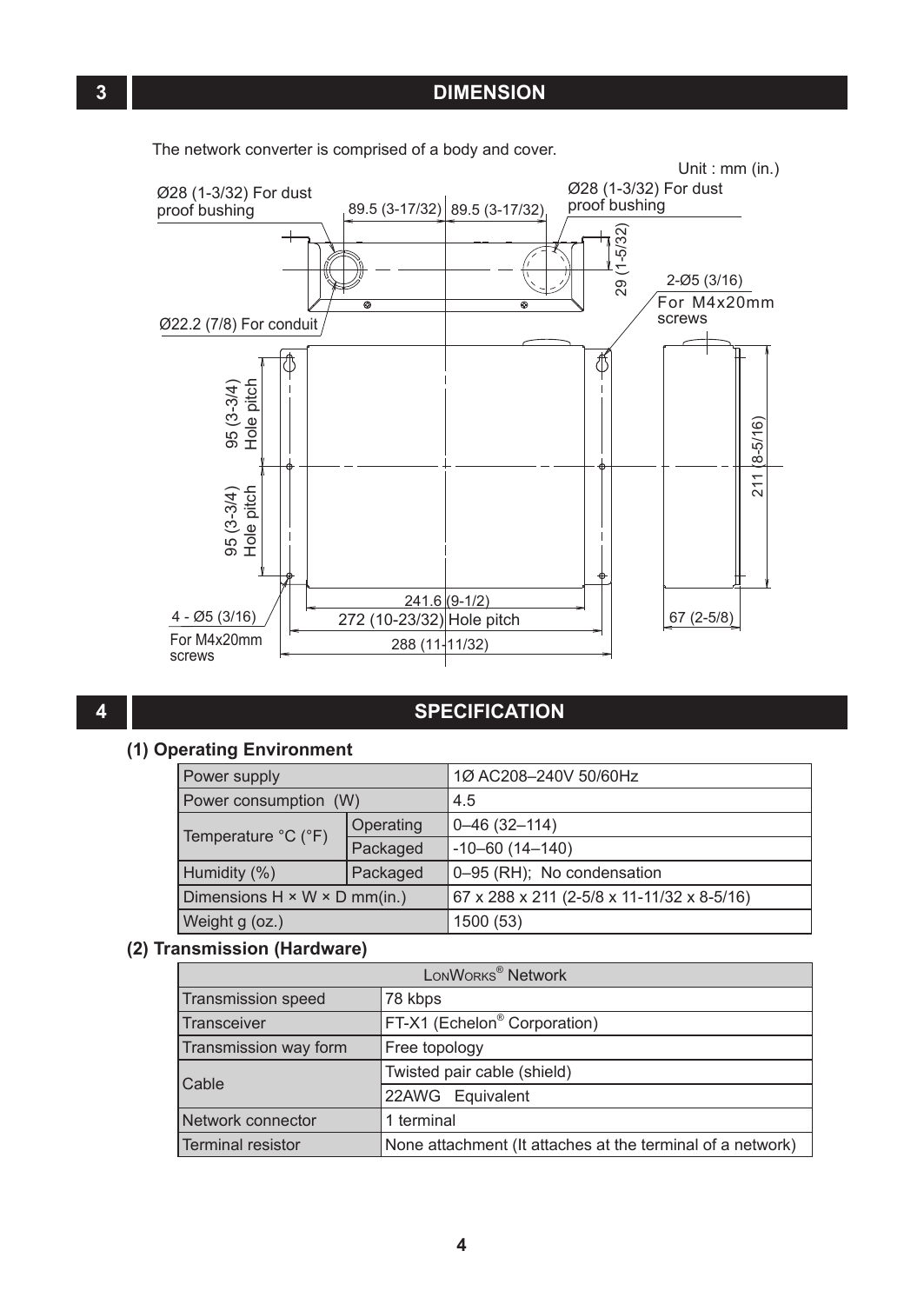## 3 DIMENSION

The network converter is comprised of a body and cover.

Unit : mm (in.)

Ø28 (1-3/32) For dust proof bushing

89.5 (3-17/32) 89.5 (3-17/32)

Ø28 (1-3/32) For dust proof bushing

29 (1-5/32)

2-Ø5 (3/16) For M4x20mm screws

Ø22.2 (7/8) For conduit

95 (3-3/4) Hole pitch

95 (3-3/4) Hole pitch

211 (8-5/16)

241.6 (9-1/2)

4 - Ø5 (3/16) For M4x20mm screws

272 (10-23/32) Hole pitch

288 (11-11/32)

67 (2-5/8)

## 4 SPECIFICATION

### (1) Operating Environment

| Power supply | | 1Ø AC208–240V 50/60Hz |
|---|---|---|
| Power consumption (W) | | 4.5 |
| Temperature °C (°F) | Operating | 0–46 (32–114) |
| | Packaged | -10–60 (14–140) |
| Humidity (%) | Packaged | 0–95 (RH); No condensation |
| Dimensions H × W × D mm(in.) | | 67 x 288 x 211 (2-5/8 x 11-11/32 x 8-5/16) |
| Weight g (oz.) | | 1500 (53) |

### (2) Transmission (Hardware)

| LonWorks® Network | |
|---|---|
| Transmission speed | 78 kbps |
| Transceiver | FT-X1 (Echelon® Corporation) |
| Transmission way form | Free topology |
| Cable | Twisted pair cable (shield) |
| | 22AWG Equivalent |
| Network connector | 1 terminal |
| Terminal resistor | None attachment (It attaches at the terminal of a network) |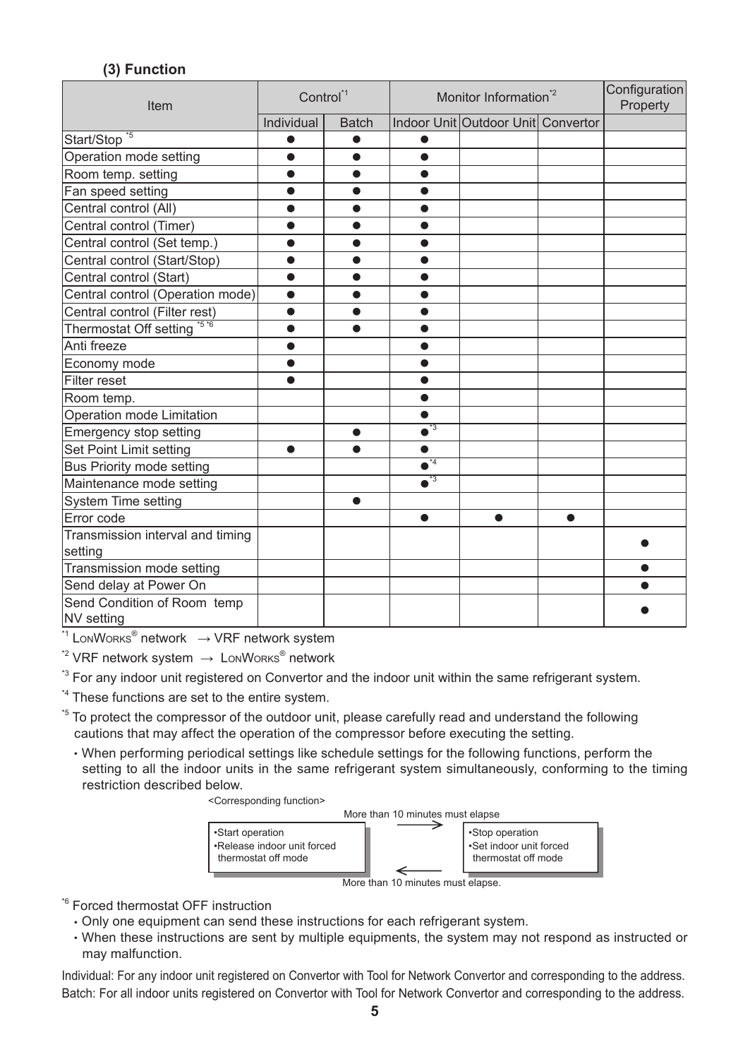### (3) Function

| Item | Control[*1] | | Monitor Information[*2] | | | Configuration Property |
|---|---|---|---|---|---|---|
| | Individual | Batch | Indoor Unit | Outdoor Unit | Convertor | |
| Start/Stop [*5] | ● | ● | ● | | | |
| Operation mode setting | ● | ● | ● | | | |
| Room temp. setting | ● | ● | ● | | | |
| Fan speed setting | ● | ● | ● | | | |
| Central control (All) | ● | ● | ● | | | |
| Central control (Timer) | ● | ● | ● | | | |
| Central control (Set temp.) | ● | ● | ● | | | |
| Central control (Start/Stop) | ● | ● | ● | | | |
| Central control (Start) | ● | ● | ● | | | |
| Central control (Operation mode) | ● | ● | ● | | | |
| Central control (Filter rest) | ● | ● | ● | | | |
| Thermostat Off setting [*5*6] | ● | ● | ● | | | |
| Anti freeze | ● | | ● | | | |
| Economy mode | ● | | ● | | | |
| Filter reset | ● | | ● | | | |
| Room temp. | | | ● | | | |
| Operation mode Limitation | | | ● | | | |
| Emergency stop setting | | ● | ●[*3] | | | |
| Set Point Limit setting | ● | ● | ● | | | |
| Bus Priority mode setting | | | ●[*4] | | | |
| Maintenance mode setting | | | ●[*3] | | | |
| System Time setting | | ● | | | | |
| Error code | | | ● | ● | ● | |
| Transmission interval and timing setting | | | | | | ● |
| Transmission mode setting | | | | | | ● |
| Send delay at Power On | | | | | | ● |
| Send Condition of Room temp NV setting | | | | | | ● |

[*1] LonWorks® network → VRF network system

[*2] VRF network system → LonWorks® network

[*3] For any indoor unit registered on Convertor and the indoor unit within the same refrigerant system.

[*4] These functions are set to the entire system.

[*5] To protect the compressor of the outdoor unit, please carefully read and understand the following cautions that may affect the operation of the compressor before executing the setting.

- When performing periodical settings like schedule settings for the following functions, perform the setting to all the indoor units in the same refrigerant system simultaneously, conforming to the timing restriction described below.

<Corresponding function>

- Start operation
- Release indoor unit forced thermostat off mode

→ More than 10 minutes must elapse →

- Stop operation
- Set indoor unit forced thermostat off mode

← More than 10 minutes must elapse. ←

[*6] Forced thermostat OFF instruction

- Only one equipment can send these instructions for each refrigerant system.
- When these instructions are sent by multiple equipments, the system may not respond as instructed or may malfunction.

Individual: For any indoor unit registered on Convertor with Tool for Network Convertor and corresponding to the address.
Batch: For all indoor units registered on Convertor with Tool for Network Convertor and corresponding to the address.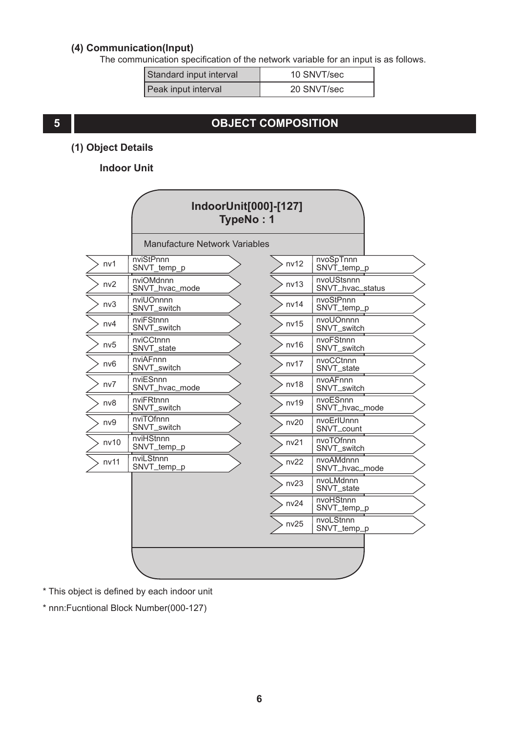### (4) Communication(Input)

The communication specification of the network variable for an input is as follows.

| Standard input interval | 10 SNVT/sec |
|---|---|
| Peak input interval | 20 SNVT/sec |

## 5 OBJECT COMPOSITION

### (1) Object Details

**Indoor Unit**

**IndoorUnit[000]-[127]**
**TypeNo : 1**

Manufacture Network Variables

| Input | Name | Type |
|---|---|---|
| nv1 | nviStPnnn | SNVT_temp_p |
| nv2 | nviOMdnnn | SNVT_hvac_mode |
| nv3 | nviUOnnnn | SNVT_switch |
| nv4 | nviFStnnn | SNVT_switch |
| nv5 | nviCCtnnn | SNVT_state |
| nv6 | nviAFnnn | SNVT_switch |
| nv7 | nviESnnn | SNVT_hvac_mode |
| nv8 | nviFRtnnn | SNVT_switch |
| nv9 | nviTOfnnn | SNVT_switch |
| nv10 | nviHStnnn | SNVT_temp_p |
| nv11 | nviLStnnn | SNVT_temp_p |

| Output | Name | Type |
|---|---|---|
| nv12 | nvoSpTnnn | SNVT_temp_p |
| nv13 | nvoUStsnnn | SNVT_hvac_status |
| nv14 | nvoStPnnn | SNVT_temp_p |
| nv15 | nvoUOnnnn | SNVT_switch |
| nv16 | nvoFStnnn | SNVT_switch |
| nv17 | nvoCCtnnn | SNVT_state |
| nv18 | nvoAFnnn | SNVT_switch |
| nv19 | nvoESnnn | SNVT_hvac_mode |
| nv20 | nvoErIUnnn | SNVT_count |
| nv21 | nvoTOfnnn | SNVT_switch |
| nv22 | nvoAMdnnn | SNVT_hvac_mode |
| nv23 | nvoLMdnnn | SNVT_state |
| nv24 | nvoHStnnn | SNVT_temp_p |
| nv25 | nvoLStnnn | SNVT_temp_p |

* This object is defined by each indoor unit

* nnn:Fucntional Block Number(000-127)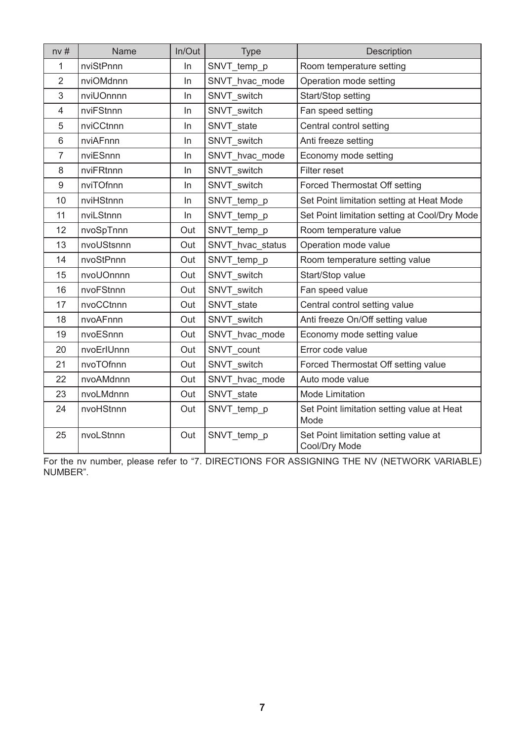| nv # | Name | In/Out | Type | Description |
|---|---|---|---|---|
| 1 | nviStPnnn | In | SNVT_temp_p | Room temperature setting |
| 2 | nviOMdnnn | In | SNVT_hvac_mode | Operation mode setting |
| 3 | nviUOnnnn | In | SNVT_switch | Start/Stop setting |
| 4 | nviFStnnn | In | SNVT_switch | Fan speed setting |
| 5 | nviCCtnnn | In | SNVT_state | Central control setting |
| 6 | nviAFnnn | In | SNVT_switch | Anti freeze setting |
| 7 | nviESnnn | In | SNVT_hvac_mode | Economy mode setting |
| 8 | nviFRtnnn | In | SNVT_switch | Filter reset |
| 9 | nviTOfnnn | In | SNVT_switch | Forced Thermostat Off setting |
| 10 | nviHStnnn | In | SNVT_temp_p | Set Point limitation setting at Heat Mode |
| 11 | nviLStnnn | In | SNVT_temp_p | Set Point limitation setting at Cool/Dry Mode |
| 12 | nvoSpTnnn | Out | SNVT_temp_p | Room temperature value |
| 13 | nvoUStsnnn | Out | SNVT_hvac_status | Operation mode value |
| 14 | nvoStPnnn | Out | SNVT_temp_p | Room temperature setting value |
| 15 | nvoUOnnnn | Out | SNVT_switch | Start/Stop value |
| 16 | nvoFStnnn | Out | SNVT_switch | Fan speed value |
| 17 | nvoCCtnnn | Out | SNVT_state | Central control setting value |
| 18 | nvoAFnnn | Out | SNVT_switch | Anti freeze On/Off setting value |
| 19 | nvoESnnn | Out | SNVT_hvac_mode | Economy mode setting value |
| 20 | nvoErIUnnn | Out | SNVT_count | Error code value |
| 21 | nvoTOfnnn | Out | SNVT_switch | Forced Thermostat Off setting value |
| 22 | nvoAMdnnn | Out | SNVT_hvac_mode | Auto mode value |
| 23 | nvoLMdnnn | Out | SNVT_state | Mode Limitation |
| 24 | nvoHStnnn | Out | SNVT_temp_p | Set Point limitation setting value at Heat Mode |
| 25 | nvoLStnnn | Out | SNVT_temp_p | Set Point limitation setting value at Cool/Dry Mode |

For the nv number, please refer to "7. DIRECTIONS FOR ASSIGNING THE NV (NETWORK VARIABLE) NUMBER".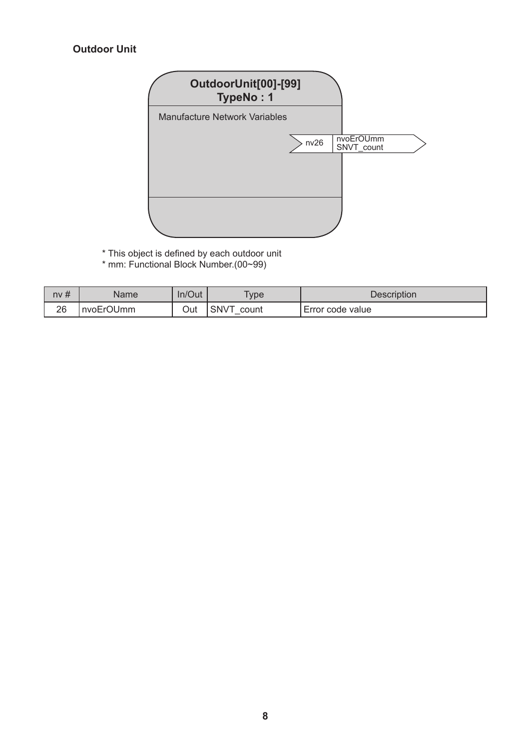**Outdoor Unit**

**OutdoorUnit[00]-[99]**
**TypeNo : 1**

Manufacture Network Variables

nv26 nvoErOUmm SNVT_count

* This object is defined by each outdoor unit
* mm: Functional Block Number.(00~99)

| nv # | Name | In/Out | Type | Description |
|---|---|---|---|---|
| 26 | nvoErOUmm | Out | SNVT_count | Error code value |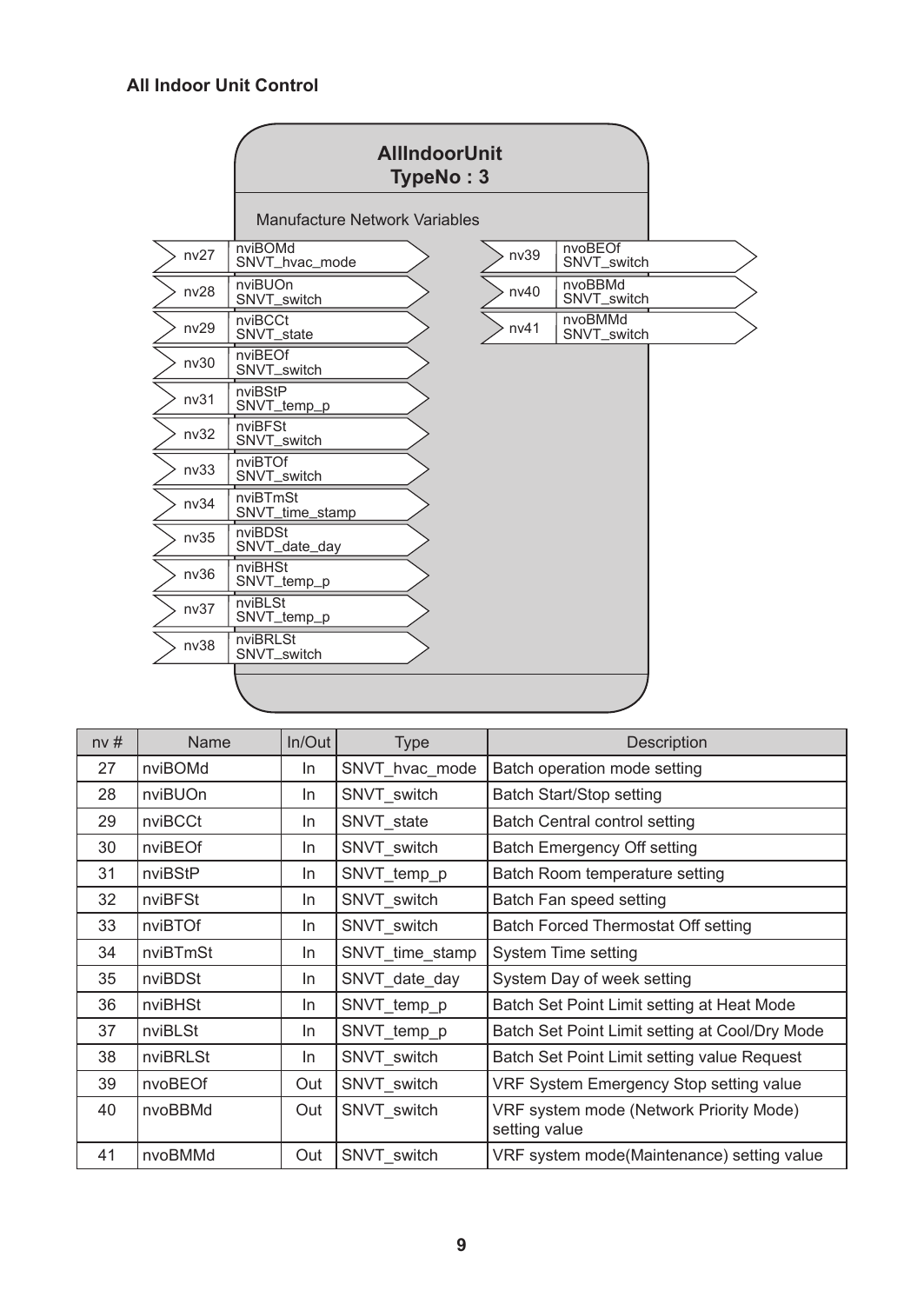**All Indoor Unit Control**

**AllIndoorUnit**
**TypeNo : 3**

Manufacture Network Variables

| nv # | Input | nv # | Output |
|---|---|---|---|
| nv27 | nviBOMd SNVT_hvac_mode | nv39 | nvoBEOf SNVT_switch |
| nv28 | nviBUOn SNVT_switch | nv40 | nvoBBMd SNVT_switch |
| nv29 | nviBCCt SNVT_state | nv41 | nvoBMMd SNVT_switch |
| nv30 | nviBEOf SNVT_switch | | |
| nv31 | nviBStP SNVT_temp_p | | |
| nv32 | nviBFSt SNVT_switch | | |
| nv33 | nviBTOf SNVT_switch | | |
| nv34 | nviBTmSt SNVT_time_stamp | | |
| nv35 | nviBDSt SNVT_date_day | | |
| nv36 | nviBHSt SNVT_temp_p | | |
| nv37 | nviBLSt SNVT_temp_p | | |
| nv38 | nviBRLSt SNVT_switch | | |

| nv # | Name | In/Out | Type | Description |
|---|---|---|---|---|
| 27 | nviBOMd | In | SNVT_hvac_mode | Batch operation mode setting |
| 28 | nviBUOn | In | SNVT_switch | Batch Start/Stop setting |
| 29 | nviBCCt | In | SNVT_state | Batch Central control setting |
| 30 | nviBEOf | In | SNVT_switch | Batch Emergency Off setting |
| 31 | nviBStP | In | SNVT_temp_p | Batch Room temperature setting |
| 32 | nviBFSt | In | SNVT_switch | Batch Fan speed setting |
| 33 | nviBTOf | In | SNVT_switch | Batch Forced Thermostat Off setting |
| 34 | nviBTmSt | In | SNVT_time_stamp | System Time setting |
| 35 | nviBDSt | In | SNVT_date_day | System Day of week setting |
| 36 | nviBHSt | In | SNVT_temp_p | Batch Set Point Limit setting at Heat Mode |
| 37 | nviBLSt | In | SNVT_temp_p | Batch Set Point Limit setting at Cool/Dry Mode |
| 38 | nviBRLSt | In | SNVT_switch | Batch Set Point Limit setting value Request |
| 39 | nvoBEOf | Out | SNVT_switch | VRF System Emergency Stop setting value |
| 40 | nvoBBMd | Out | SNVT_switch | VRF system mode (Network Priority Mode) setting value |
| 41 | nvoBMMd | Out | SNVT_switch | VRF system mode(Maintenance) setting value |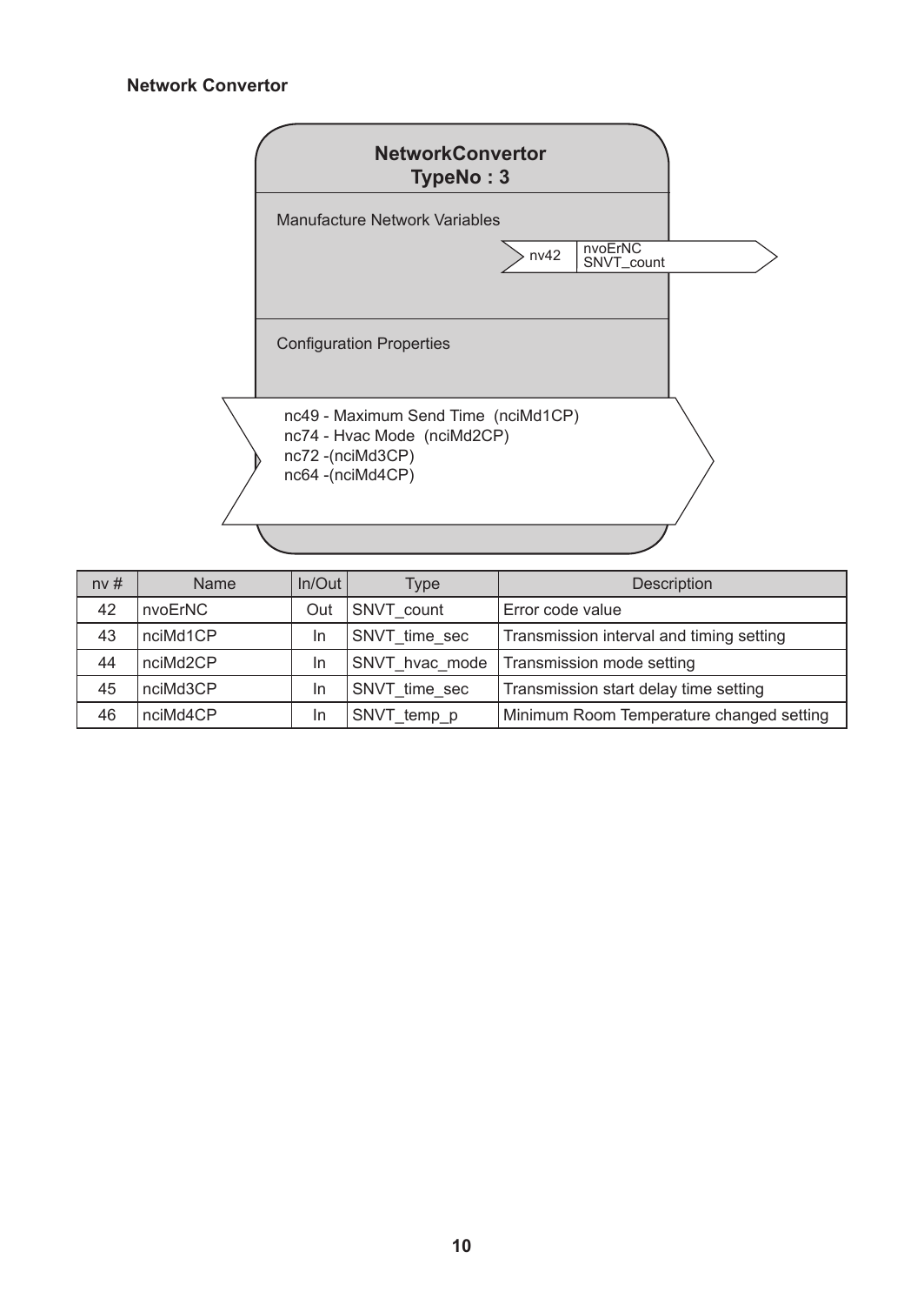**Network Convertor**

**NetworkConvertor**
**TypeNo : 3**

Manufacture Network Variables

nv42 | nvoErNC SNVT_count

Configuration Properties

nc49 - Maximum Send Time (nciMd1CP)
nc74 - Hvac Mode (nciMd2CP)
nc72 -(nciMd3CP)
nc64 -(nciMd4CP)

| nv # | Name | In/Out | Type | Description |
|---|---|---|---|---|
| 42 | nvoErNC | Out | SNVT_count | Error code value |
| 43 | nciMd1CP | In | SNVT_time_sec | Transmission interval and timing setting |
| 44 | nciMd2CP | In | SNVT_hvac_mode | Transmission mode setting |
| 45 | nciMd3CP | In | SNVT_time_sec | Transmission start delay time setting |
| 46 | nciMd4CP | In | SNVT_temp_p | Minimum Room Temperature changed setting |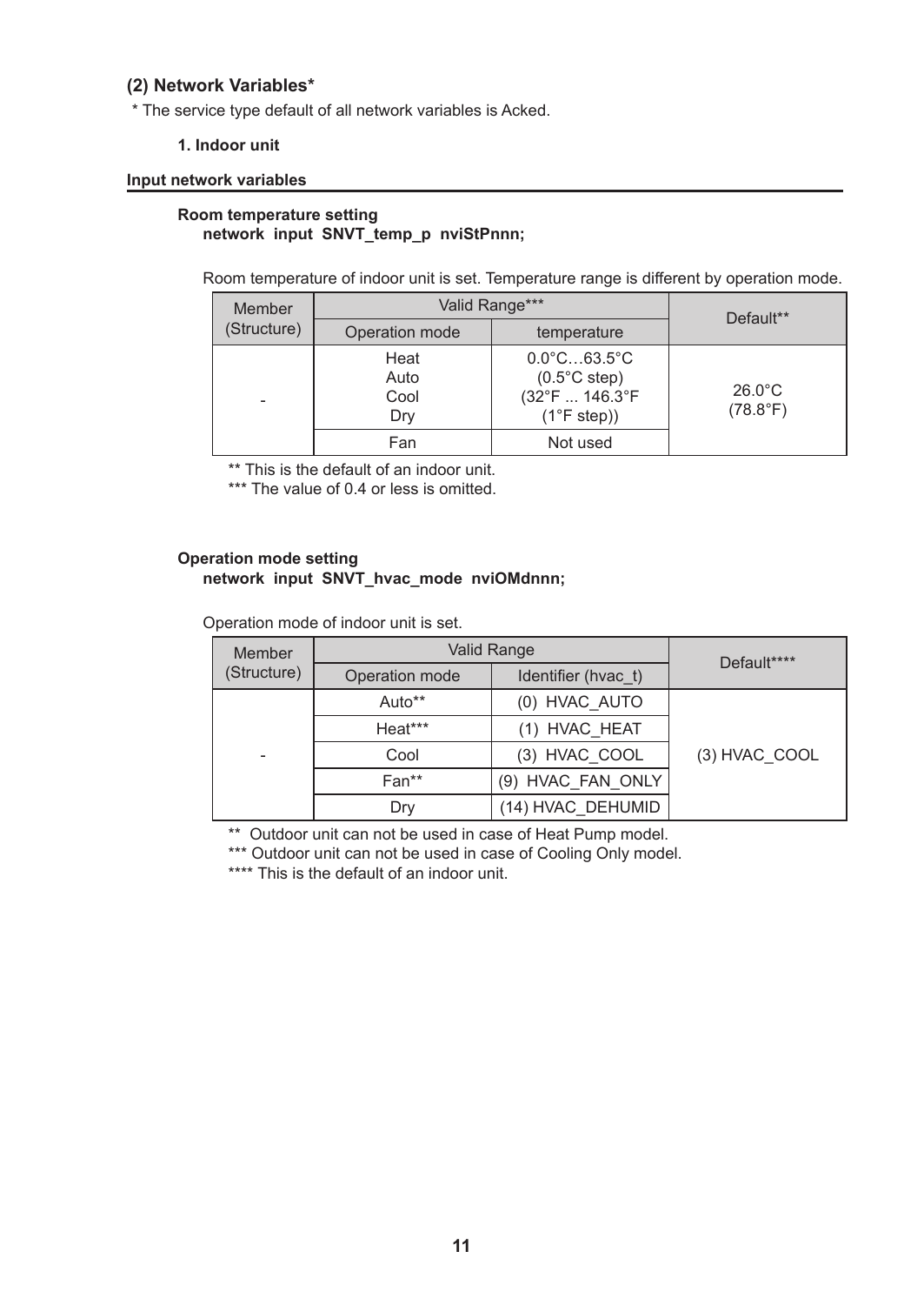## (2) Network Variables*

* The service type default of all network variables is Acked.

### 1. Indoor unit

**Input network variables**

**Room temperature setting**
**network input SNVT_temp_p nviStPnnn;**

Room temperature of indoor unit is set. Temperature range is different by operation mode.

| Member (Structure) | Valid Range*** | | Default** |
|---|---|---|---|
| | Operation mode | temperature | |
| - | Heat<br>Auto<br>Cool<br>Dry | 0.0°C…63.5°C<br>(0.5°C step)<br>(32°F ... 146.3°F<br>(1°F step)) | 26.0°C<br>(78.8°F) |
| | Fan | Not used | |

** This is the default of an indoor unit.
*** The value of 0.4 or less is omitted.

**Operation mode setting**
**network input SNVT_hvac_mode nviOMdnnn;**

Operation mode of indoor unit is set.

| Member (Structure) | Valid Range | | Default**** |
|---|---|---|---|
| | Operation mode | Identifier (hvac_t) | |
| - | Auto** | (0) HVAC_AUTO | (3) HVAC_COOL |
| | Heat*** | (1) HVAC_HEAT | |
| | Cool | (3) HVAC_COOL | |
| | Fan** | (9) HVAC_FAN_ONLY | |
| | Dry | (14) HVAC_DEHUMID | |

** Outdoor unit can not be used in case of Heat Pump model.
*** Outdoor unit can not be used in case of Cooling Only model.
**** This is the default of an indoor unit.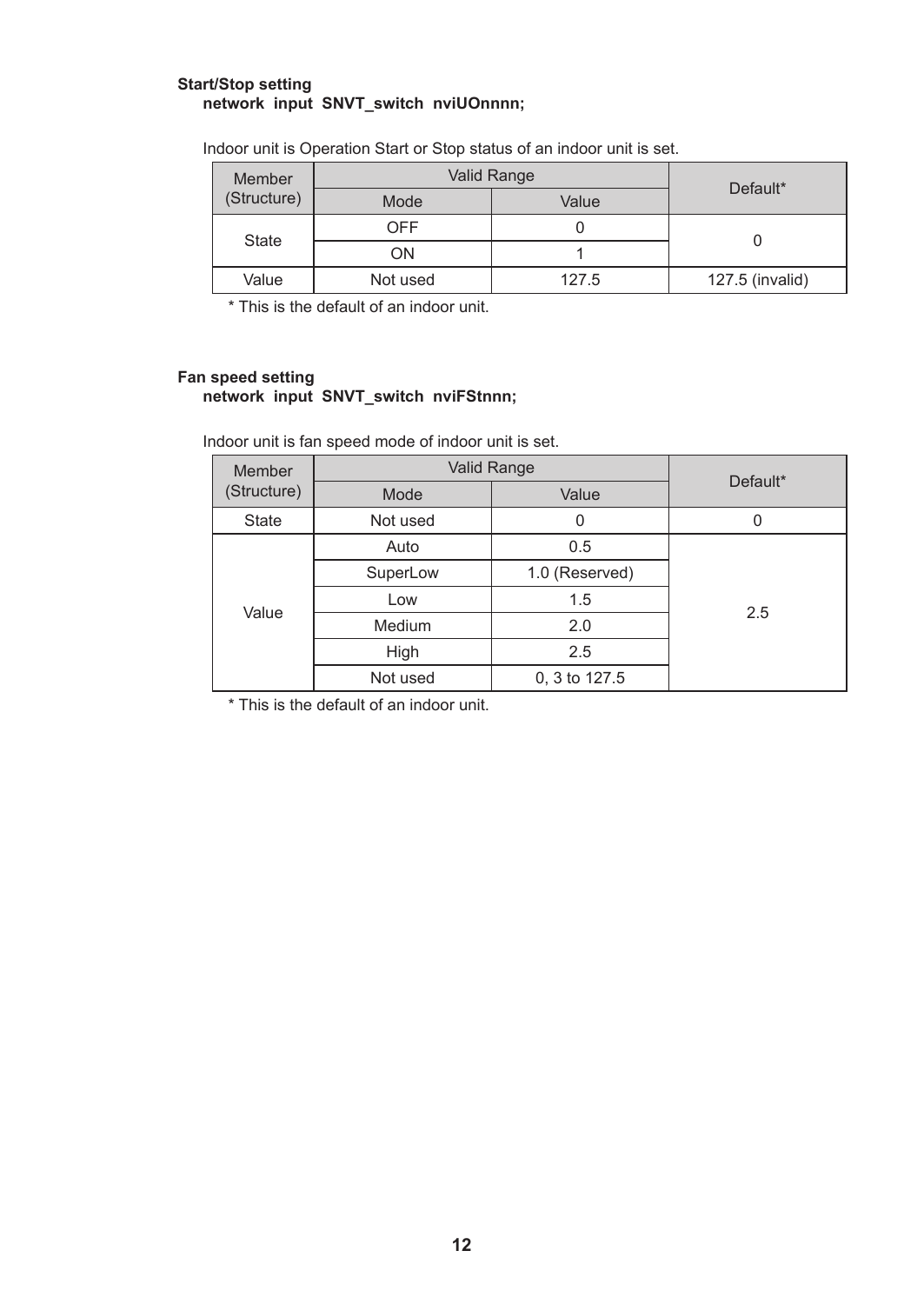**Start/Stop setting**

**network input SNVT_switch nviUOnnnn;**

Indoor unit is Operation Start or Stop status of an indoor unit is set.

| Member (Structure) | Valid Range | | Default* |
|---|---|---|---|
| | Mode | Value | |
| State | OFF | 0 | 0 |
| | ON | 1 | |
| Value | Not used | 127.5 | 127.5 (invalid) |

\* This is the default of an indoor unit.

**Fan speed setting**

**network input SNVT_switch nviFStnnn;**

Indoor unit is fan speed mode of indoor unit is set.

| Member (Structure) | Valid Range | | Default* |
|---|---|---|---|
| | Mode | Value | |
| State | Not used | 0 | 0 |
| Value | Auto | 0.5 | 2.5 |
| | SuperLow | 1.0 (Reserved) | |
| | Low | 1.5 | |
| | Medium | 2.0 | |
| | High | 2.5 | |
| | Not used | 0, 3 to 127.5 | |

\* This is the default of an indoor unit.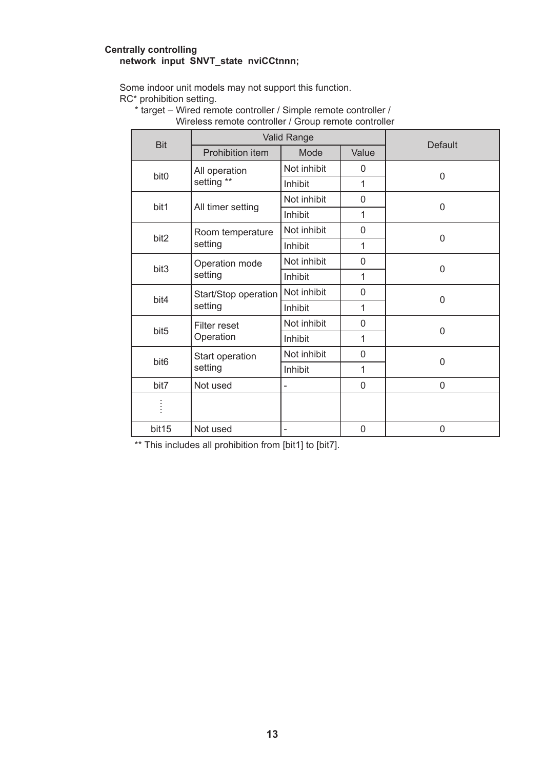**Centrally controlling**

**network input SNVT_state nviCCtnnn;**

Some indoor unit models may not support this function.
RC* prohibition setting.

\* target – Wired remote controller / Simple remote controller / Wireless remote controller / Group remote controller

| Bit | Valid Range | | | Default |
|---|---|---|---|---|
| | Prohibition item | Mode | Value | |
| bit0 | All operation setting ** | Not inhibit | 0 | 0 |
| | | Inhibit | 1 | |
| bit1 | All timer setting | Not inhibit | 0 | 0 |
| | | Inhibit | 1 | |
| bit2 | Room temperature setting | Not inhibit | 0 | 0 |
| | | Inhibit | 1 | |
| bit3 | Operation mode setting | Not inhibit | 0 | 0 |
| | | Inhibit | 1 | |
| bit4 | Start/Stop operation setting | Not inhibit | 0 | 0 |
| | | Inhibit | 1 | |
| bit5 | Filter reset Operation | Not inhibit | 0 | 0 |
| | | Inhibit | 1 | |
| bit6 | Start operation setting | Not inhibit | 0 | 0 |
| | | Inhibit | 1 | |
| bit7 | Not used | - | 0 | 0 |
| ⋮ | | | | |
| bit15 | Not used | - | 0 | 0 |

** This includes all prohibition from [bit1] to [bit7].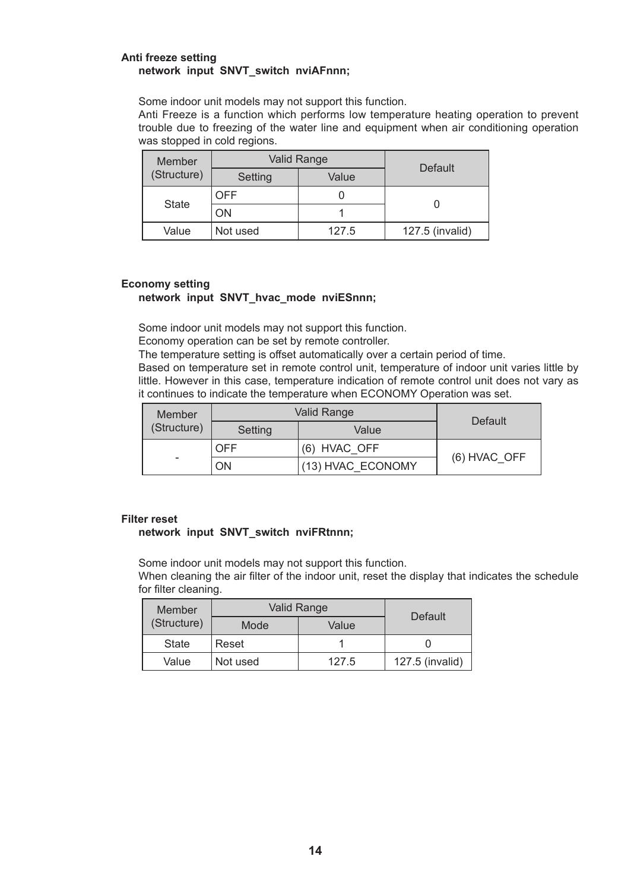**Anti freeze setting**

**network input SNVT_switch nviAFnnn;**

Some indoor unit models may not support this function.
Anti Freeze is a function which performs low temperature heating operation to prevent trouble due to freezing of the water line and equipment when air conditioning operation was stopped in cold regions.

| Member (Structure) | Valid Range | | Default |
|---|---|---|---|
| | Setting | Value | |
| State | OFF | 0 | 0 |
| | ON | 1 | |
| Value | Not used | 127.5 | 127.5 (invalid) |

**Economy setting**

**network input SNVT_hvac_mode nviESnnn;**

Some indoor unit models may not support this function.
Economy operation can be set by remote controller.
The temperature setting is offset automatically over a certain period of time.
Based on temperature set in remote control unit, temperature of indoor unit varies little by little. However in this case, temperature indication of remote control unit does not vary as it continues to indicate the temperature when ECONOMY Operation was set.

| Member (Structure) | Valid Range | | Default |
|---|---|---|---|
| | Setting | Value | |
| - | OFF | (6) HVAC_OFF | (6) HVAC_OFF |
| | ON | (13) HVAC_ECONOMY | |

**Filter reset**

**network input SNVT_switch nviFRtnnn;**

Some indoor unit models may not support this function.
When cleaning the air filter of the indoor unit, reset the display that indicates the schedule for filter cleaning.

| Member (Structure) | Valid Range | | Default |
|---|---|---|---|
| | Mode | Value | |
| State | Reset | 1 | 0 |
| Value | Not used | 127.5 | 127.5 (invalid) |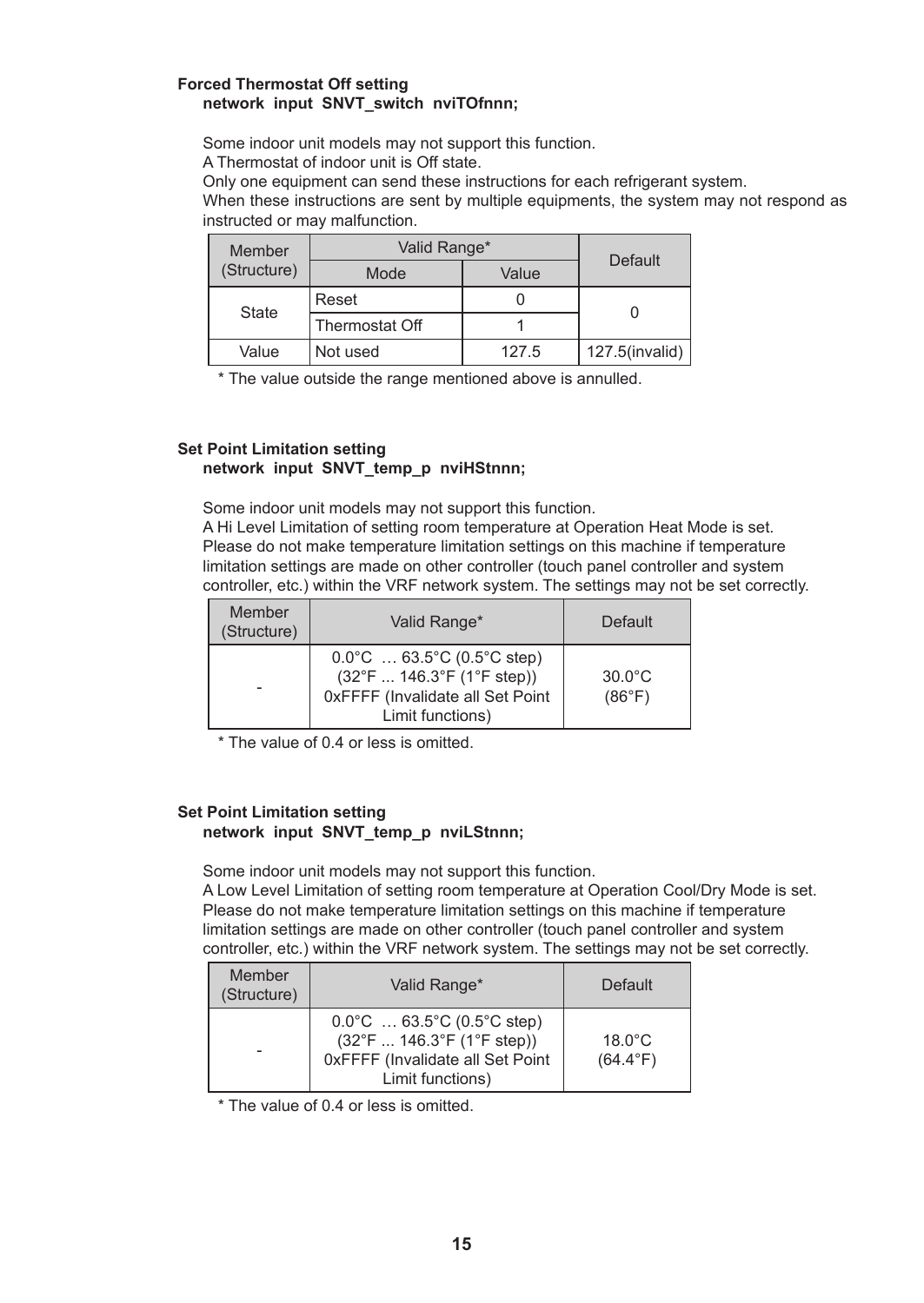**Forced Thermostat Off setting**
**network input SNVT_switch nviTOfnnn;**

Some indoor unit models may not support this function.
A Thermostat of indoor unit is Off state.
Only one equipment can send these instructions for each refrigerant system.
When these instructions are sent by multiple equipments, the system may not respond as instructed or may malfunction.

| Member (Structure) | Valid Range* | | Default |
|---|---|---|---|
| | Mode | Value | |
| State | Reset | 0 | 0 |
| | Thermostat Off | 1 | |
| Value | Not used | 127.5 | 127.5(invalid) |

\* The value outside the range mentioned above is annulled.

**Set Point Limitation setting**
**network input SNVT_temp_p nviHStnnn;**

Some indoor unit models may not support this function.
A Hi Level Limitation of setting room temperature at Operation Heat Mode is set.
Please do not make temperature limitation settings on this machine if temperature limitation settings are made on other controller (touch panel controller and system controller, etc.) within the VRF network system. The settings may not be set correctly.

| Member (Structure) | Valid Range* | Default |
|---|---|---|
| - | 0.0°C … 63.5°C (0.5°C step) (32°F ... 146.3°F (1°F step)) 0xFFFF (Invalidate all Set Point Limit functions) | 30.0°C (86°F) |

\* The value of 0.4 or less is omitted.

**Set Point Limitation setting**
**network input SNVT_temp_p nviLStnnn;**

Some indoor unit models may not support this function.
A Low Level Limitation of setting room temperature at Operation Cool/Dry Mode is set.
Please do not make temperature limitation settings on this machine if temperature limitation settings are made on other controller (touch panel controller and system controller, etc.) within the VRF network system. The settings may not be set correctly.

| Member (Structure) | Valid Range* | Default |
|---|---|---|
| - | 0.0°C … 63.5°C (0.5°C step) (32°F ... 146.3°F (1°F step)) 0xFFFF (Invalidate all Set Point Limit functions) | 18.0°C (64.4°F) |

\* The value of 0.4 or less is omitted.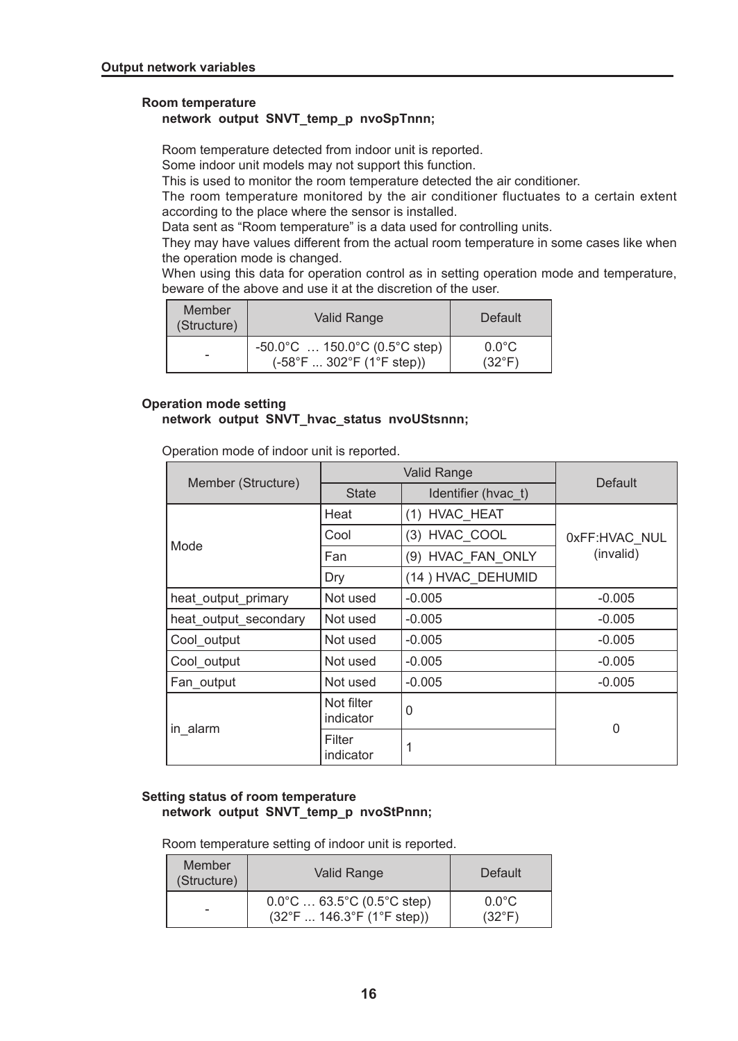## Output network variables

### Room temperature

**network output SNVT_temp_p nvoSpTnnn;**

Room temperature detected from indoor unit is reported.
Some indoor unit models may not support this function.
This is used to monitor the room temperature detected the air conditioner.
The room temperature monitored by the air conditioner fluctuates to a certain extent according to the place where the sensor is installed.
Data sent as "Room temperature" is a data used for controlling units.
They may have values different from the actual room temperature in some cases like when the operation mode is changed.
When using this data for operation control as in setting operation mode and temperature, beware of the above and use it at the discretion of the user.

| Member (Structure) | Valid Range | Default |
|---|---|---|
| - | -50.0°C … 150.0°C (0.5°C step) (-58°F ... 302°F (1°F step)) | 0.0°C (32°F) |

### Operation mode setting

**network output SNVT_hvac_status nvoUStsnnn;**

Operation mode of indoor unit is reported.

| Member (Structure) | Valid Range | | Default |
|---|---|---|---|
| | State | Identifier (hvac_t) | |
| Mode | Heat | (1) HVAC_HEAT | 0xFF:HVAC_NUL (invalid) |
| | Cool | (3) HVAC_COOL | |
| | Fan | (9) HVAC_FAN_ONLY | |
| | Dry | (14 ) HVAC_DEHUMID | |
| heat_output_primary | Not used | -0.005 | -0.005 |
| heat_output_secondary | Not used | -0.005 | -0.005 |
| Cool_output | Not used | -0.005 | -0.005 |
| Cool_output | Not used | -0.005 | -0.005 |
| Fan_output | Not used | -0.005 | -0.005 |
| in_alarm | Not filter indicator | 0 | 0 |
| | Filter indicator | 1 | |

### Setting status of room temperature

**network output SNVT_temp_p nvoStPnnn;**

Room temperature setting of indoor unit is reported.

| Member (Structure) | Valid Range | Default |
|---|---|---|
| - | 0.0°C … 63.5°C (0.5°C step) (32°F ... 146.3°F (1°F step)) | 0.0°C (32°F) |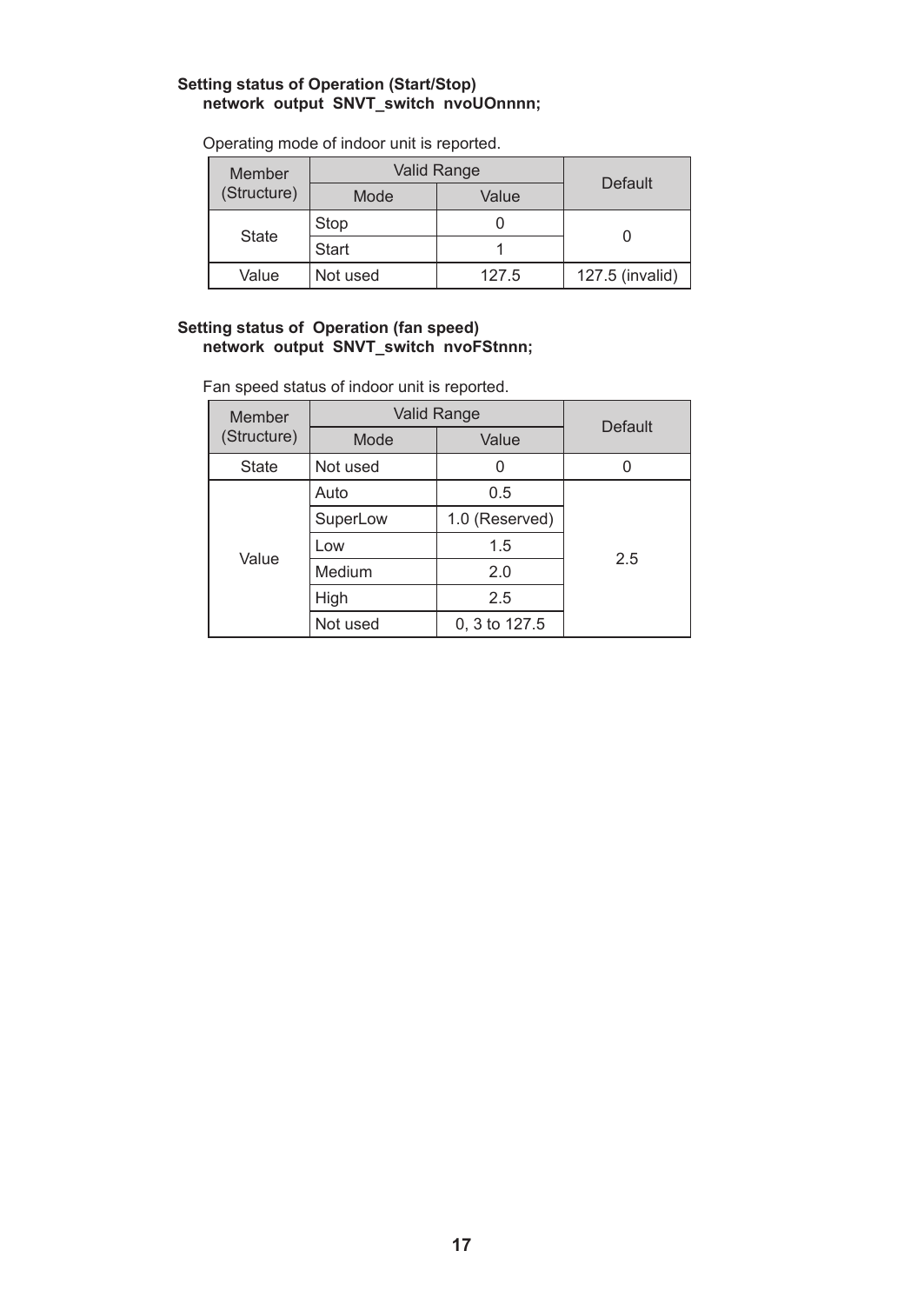**Setting status of Operation (Start/Stop)**
**network output SNVT_switch nvoUOnnnn;**

Operating mode of indoor unit is reported.

| Member (Structure) | Valid Range | | Default |
|---|---|---|---|
| | Mode | Value | |
| State | Stop | 0 | 0 |
| | Start | 1 | |
| Value | Not used | 127.5 | 127.5 (invalid) |

**Setting status of Operation (fan speed)**
**network output SNVT_switch nvoFStnnn;**

Fan speed status of indoor unit is reported.

| Member (Structure) | Valid Range | | Default |
|---|---|---|---|
| | Mode | Value | |
| State | Not used | 0 | 0 |
| Value | Auto | 0.5 | 2.5 |
| | SuperLow | 1.0 (Reserved) | |
| | Low | 1.5 | |
| | Medium | 2.0 | |
| | High | 2.5 | |
| | Not used | 0, 3 to 127.5 | |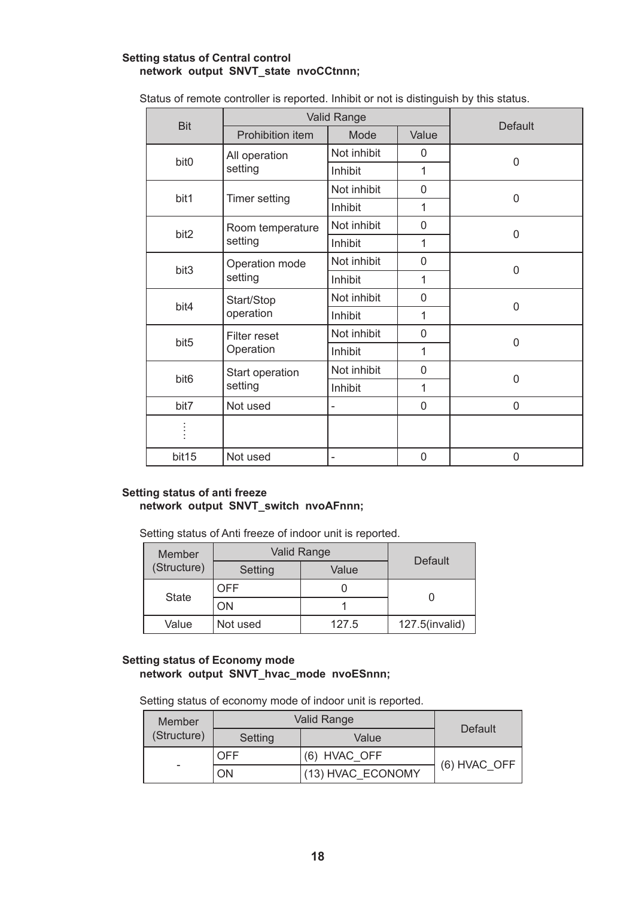**Setting status of Central control**

**network output SNVT_state nvoCCtnnn;**

Status of remote controller is reported. Inhibit or not is distinguish by this status.

| Bit | Valid Range | | | Default |
|---|---|---|---|---|
| | Prohibition item | Mode | Value | |
| bit0 | All operation setting | Not inhibit | 0 | 0 |
| | | Inhibit | 1 | |
| bit1 | Timer setting | Not inhibit | 0 | 0 |
| | | Inhibit | 1 | |
| bit2 | Room temperature setting | Not inhibit | 0 | 0 |
| | | Inhibit | 1 | |
| bit3 | Operation mode setting | Not inhibit | 0 | 0 |
| | | Inhibit | 1 | |
| bit4 | Start/Stop operation | Not inhibit | 0 | 0 |
| | | Inhibit | 1 | |
| bit5 | Filter reset Operation | Not inhibit | 0 | 0 |
| | | Inhibit | 1 | |
| bit6 | Start operation setting | Not inhibit | 0 | 0 |
| | | Inhibit | 1 | |
| bit7 | Not used | - | 0 | 0 |
| ⋮ | | | | |
| bit15 | Not used | - | 0 | 0 |

**Setting status of anti freeze**

**network output SNVT_switch nvoAFnnn;**

Setting status of Anti freeze of indoor unit is reported.

| Member (Structure) | Valid Range | | Default |
|---|---|---|---|
| | Setting | Value | |
| State | OFF | 0 | 0 |
| | ON | 1 | |
| Value | Not used | 127.5 | 127.5(invalid) |

**Setting status of Economy mode**

**network output SNVT_hvac_mode nvoESnnn;**

Setting status of economy mode of indoor unit is reported.

| Member (Structure) | Valid Range | | Default |
|---|---|---|---|
| | Setting | Value | |
| - | OFF | (6) HVAC_OFF | (6) HVAC_OFF |
| | ON | (13) HVAC_ECONOMY | |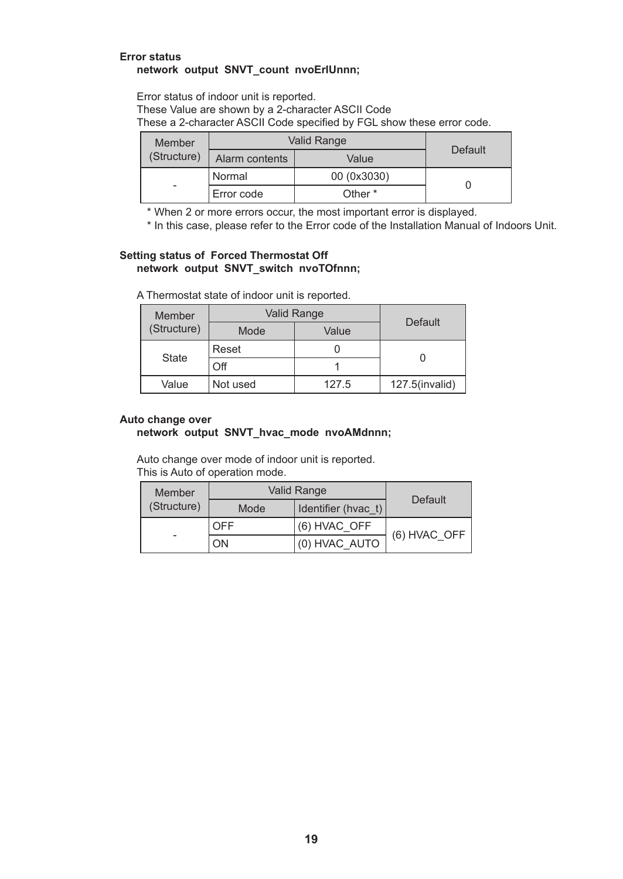**Error status**

**network output SNVT_count nvoErlUnnn;**

Error status of indoor unit is reported.
These Value are shown by a 2-character ASCII Code
These a 2-character ASCII Code specified by FGL show these error code.

| Member (Structure) | Valid Range | | Default |
|---|---|---|---|
| | Alarm contents | Value | |
| - | Normal | 00 (0x3030) | 0 |
| | Error code | Other * | |

\* When 2 or more errors occur, the most important error is displayed.

\* In this case, please refer to the Error code of the Installation Manual of Indoors Unit.

**Setting status of Forced Thermostat Off**

**network output SNVT_switch nvoTOfnnn;**

A Thermostat state of indoor unit is reported.

| Member (Structure) | Valid Range | | Default |
|---|---|---|---|
| | Mode | Value | |
| State | Reset | 0 | 0 |
| | Off | 1 | |
| Value | Not used | 127.5 | 127.5(invalid) |

**Auto change over**

**network output SNVT_hvac_mode nvoAMdnnn;**

Auto change over mode of indoor unit is reported.
This is Auto of operation mode.

| Member (Structure) | Valid Range | | Default |
|---|---|---|---|
| | Mode | Identifier (hvac_t) | |
| - | OFF | (6) HVAC_OFF | (6) HVAC_OFF |
| | ON | (0) HVAC_AUTO | |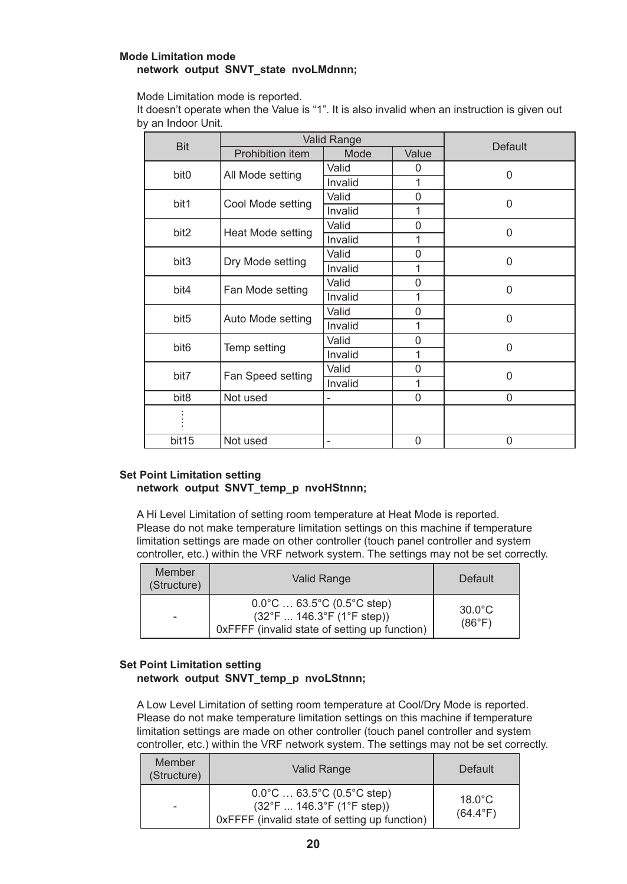**Mode Limitation mode**
**network output SNVT_state nvoLMdnnn;**

Mode Limitation mode is reported.
It doesn't operate when the Value is "1". It is also invalid when an instruction is given out by an Indoor Unit.

| Bit | Valid Range | | | Default |
|---|---|---|---|---|
| | Prohibition item | Mode | Value | |
| bit0 | All Mode setting | Valid | 0 | 0 |
| | | Invalid | 1 | |
| bit1 | Cool Mode setting | Valid | 0 | 0 |
| | | Invalid | 1 | |
| bit2 | Heat Mode setting | Valid | 0 | 0 |
| | | Invalid | 1 | |
| bit3 | Dry Mode setting | Valid | 0 | 0 |
| | | Invalid | 1 | |
| bit4 | Fan Mode setting | Valid | 0 | 0 |
| | | Invalid | 1 | |
| bit5 | Auto Mode setting | Valid | 0 | 0 |
| | | Invalid | 1 | |
| bit6 | Temp setting | Valid | 0 | 0 |
| | | Invalid | 1 | |
| bit7 | Fan Speed setting | Valid | 0 | 0 |
| | | Invalid | 1 | |
| bit8 | Not used | - | 0 | 0 |
| ⋮ | | | | |
| bit15 | Not used | - | 0 | 0 |

**Set Point Limitation setting**
**network output SNVT_temp_p nvoHStnnn;**

A Hi Level Limitation of setting room temperature at Heat Mode is reported.
Please do not make temperature limitation settings on this machine if temperature limitation settings are made on other controller (touch panel controller and system controller, etc.) within the VRF network system. The settings may not be set correctly.

| Member (Structure) | Valid Range | Default |
|---|---|---|
| - | 0.0°C … 63.5°C (0.5°C step)<br>(32°F ... 146.3°F (1°F step))<br>0xFFFF (invalid state of setting up function) | 30.0°C<br>(86°F) |

**Set Point Limitation setting**
**network output SNVT_temp_p nvoLStnnn;**

A Low Level Limitation of setting room temperature at Cool/Dry Mode is reported.
Please do not make temperature limitation settings on this machine if temperature limitation settings are made on other controller (touch panel controller and system controller, etc.) within the VRF network system. The settings may not be set correctly.

| Member (Structure) | Valid Range | Default |
|---|---|---|
| - | 0.0°C … 63.5°C (0.5°C step)<br>(32°F ... 146.3°F (1°F step))<br>0xFFFF (invalid state of setting up function) | 18.0°C<br>(64.4°F) |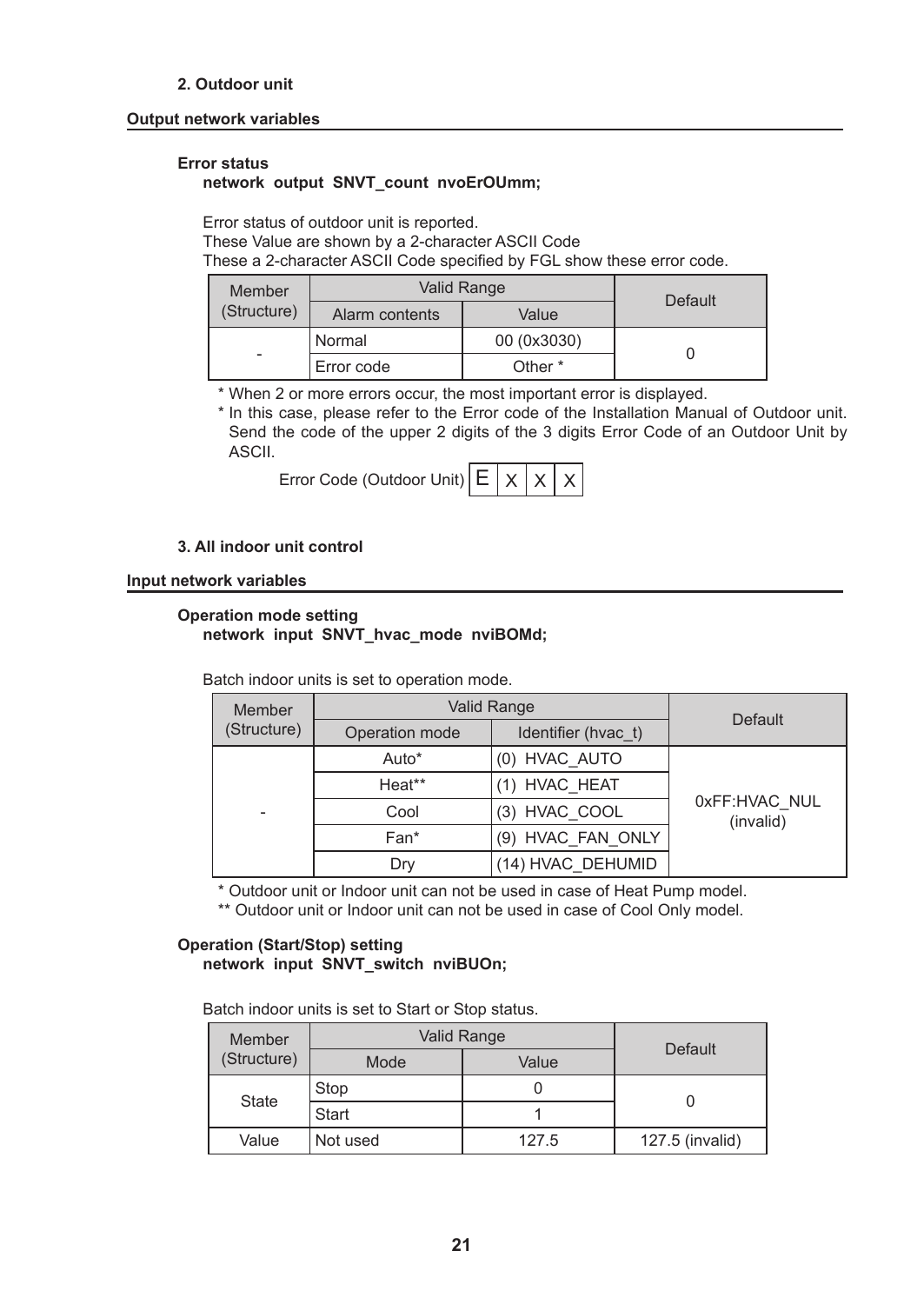### 2. Outdoor unit

## Output network variables

**Error status**
**network output SNVT_count nvoErOUmm;**

Error status of outdoor unit is reported.
These Value are shown by a 2-character ASCII Code
These a 2-character ASCII Code specified by FGL show these error code.

| Member (Structure) | Valid Range | | Default |
|---|---|---|---|
| | Alarm contents | Value | |
| - | Normal | 00 (0x3030) | 0 |
| | Error code | Other * | |

\* When 2 or more errors occur, the most important error is displayed.
\* In this case, please refer to the Error code of the Installation Manual of Outdoor unit. Send the code of the upper 2 digits of the 3 digits Error Code of an Outdoor Unit by ASCII.

Error Code (Outdoor Unit) | E | X | X | X |

### 3. All indoor unit control

## Input network variables

**Operation mode setting**
**network input SNVT_hvac_mode nviBOMd;**

Batch indoor units is set to operation mode.

| Member (Structure) | Valid Range | | Default |
|---|---|---|---|
| | Operation mode | Identifier (hvac_t) | |
| - | Auto* | (0) HVAC_AUTO | 0xFF:HVAC_NUL (invalid) |
| | Heat** | (1) HVAC_HEAT | |
| | Cool | (3) HVAC_COOL | |
| | Fan* | (9) HVAC_FAN_ONLY | |
| | Dry | (14) HVAC_DEHUMID | |

\* Outdoor unit or Indoor unit can not be used in case of Heat Pump model.
\*\* Outdoor unit or Indoor unit can not be used in case of Cool Only model.

**Operation (Start/Stop) setting**
**network input SNVT_switch nviBUOn;**

Batch indoor units is set to Start or Stop status.

| Member (Structure) | Valid Range | | Default |
|---|---|---|---|
| | Mode | Value | |
| State | Stop | 0 | 0 |
| | Start | 1 | |
| Value | Not used | 127.5 | 127.5 (invalid) |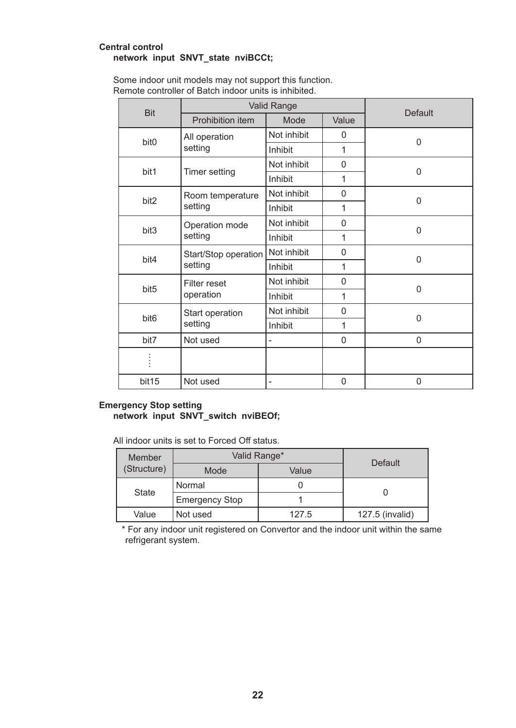**Central control**

**network input SNVT_state nviBCCt;**

Some indoor unit models may not support this function.
Remote controller of Batch indoor units is inhibited.

| Bit | Valid Range | | | Default |
|---|---|---|---|---|
| | Prohibition item | Mode | Value | |
| bit0 | All operation setting | Not inhibit | 0 | 0 |
| | | Inhibit | 1 | |
| bit1 | Timer setting | Not inhibit | 0 | 0 |
| | | Inhibit | 1 | |
| bit2 | Room temperature setting | Not inhibit | 0 | 0 |
| | | Inhibit | 1 | |
| bit3 | Operation mode setting | Not inhibit | 0 | 0 |
| | | Inhibit | 1 | |
| bit4 | Start/Stop operation setting | Not inhibit | 0 | 0 |
| | | Inhibit | 1 | |
| bit5 | Filter reset operation | Not inhibit | 0 | 0 |
| | | Inhibit | 1 | |
| bit6 | Start operation setting | Not inhibit | 0 | 0 |
| | | Inhibit | 1 | |
| bit7 | Not used | - | 0 | 0 |
| ⋮ | | | | |
| bit15 | Not used | - | 0 | 0 |

**Emergency Stop setting**

**network input SNVT_switch nviBEOf;**

All indoor units is set to Forced Off status.

| Member (Structure) | Valid Range* | | Default |
|---|---|---|---|
| | Mode | Value | |
| State | Normal | 0 | 0 |
| | Emergency Stop | 1 | |
| Value | Not used | 127.5 | 127.5 (invalid) |

\* For any indoor unit registered on Convertor and the indoor unit within the same refrigerant system.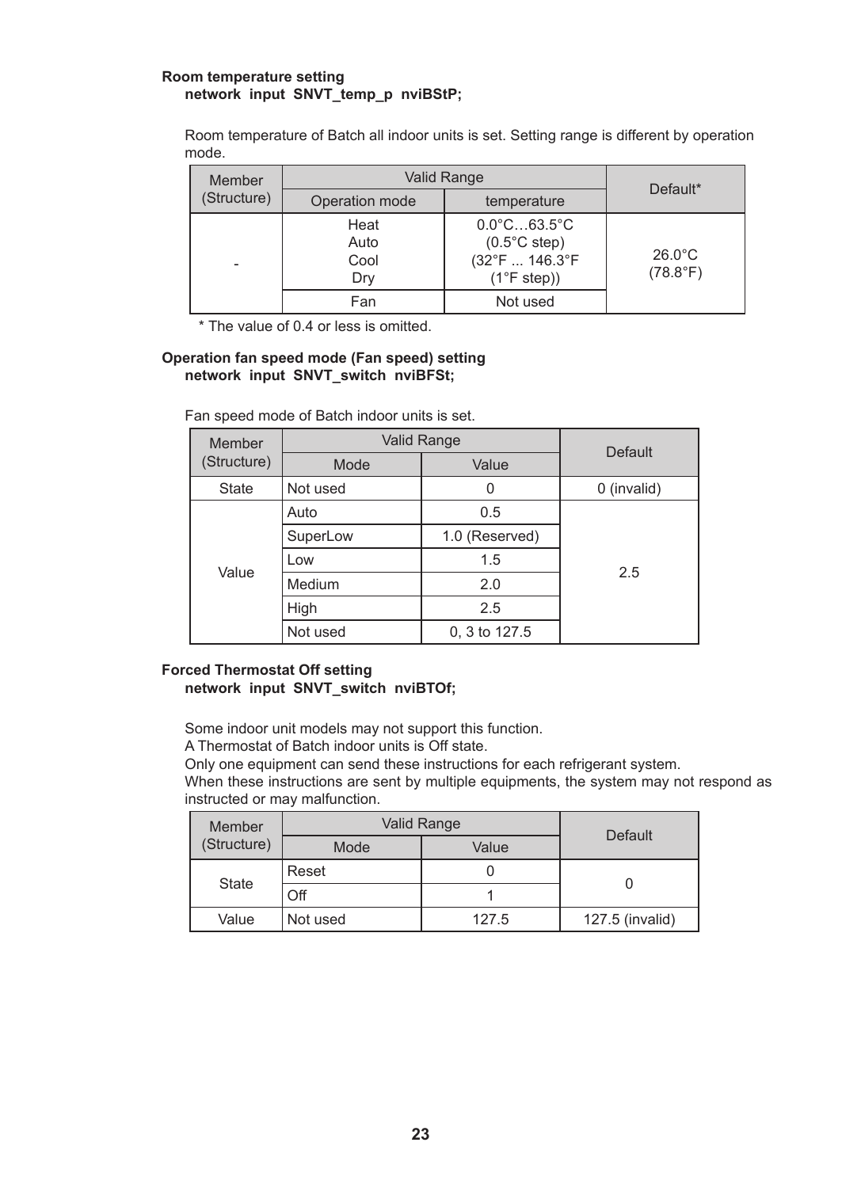**Room temperature setting**
**network input SNVT_temp_p nviBStP;**

Room temperature of Batch all indoor units is set. Setting range is different by operation mode.

| Member (Structure) | Valid Range | | Default* |
|---|---|---|---|
| | Operation mode | temperature | |
| - | Heat<br>Auto<br>Cool<br>Dry | 0.0°C…63.5°C<br>(0.5°C step)<br>(32°F ... 146.3°F<br>(1°F step)) | 26.0°C<br>(78.8°F) |
| | Fan | Not used | |

\* The value of 0.4 or less is omitted.

**Operation fan speed mode (Fan speed) setting**
**network input SNVT_switch nviBFSt;**

Fan speed mode of Batch indoor units is set.

| Member (Structure) | Valid Range | | Default |
|---|---|---|---|
| | Mode | Value | |
| State | Not used | 0 | 0 (invalid) |
| Value | Auto | 0.5 | 2.5 |
| | SuperLow | 1.0 (Reserved) | |
| | Low | 1.5 | |
| | Medium | 2.0 | |
| | High | 2.5 | |
| | Not used | 0, 3 to 127.5 | |

**Forced Thermostat Off setting**
**network input SNVT_switch nviBTOf;**

Some indoor unit models may not support this function.
A Thermostat of Batch indoor units is Off state.
Only one equipment can send these instructions for each refrigerant system.
When these instructions are sent by multiple equipments, the system may not respond as instructed or may malfunction.

| Member (Structure) | Valid Range | | Default |
|---|---|---|---|
| | Mode | Value | |
| State | Reset | 0 | 0 |
| | Off | 1 | |
| Value | Not used | 127.5 | 127.5 (invalid) |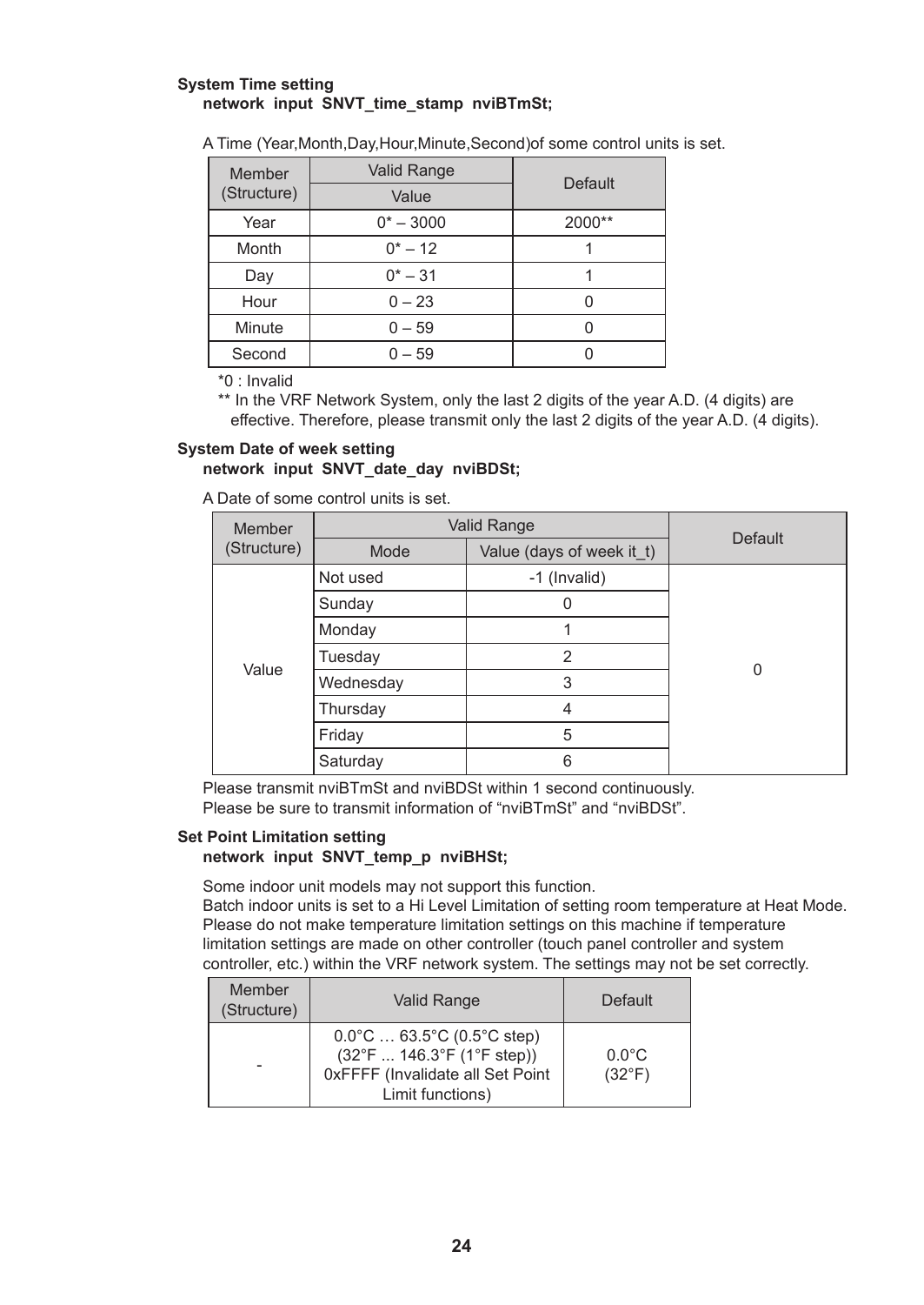**System Time setting**

**network input SNVT_time_stamp nviBTmSt;**

A Time (Year,Month,Day,Hour,Minute,Second)of some control units is set.

| Member (Structure) | Valid Range | Default |
|---|---|---|
| | Value | |
| Year | 0* – 3000 | 2000** |
| Month | 0* – 12 | 1 |
| Day | 0* – 31 | 1 |
| Hour | 0 – 23 | 0 |
| Minute | 0 – 59 | 0 |
| Second | 0 – 59 | 0 |

*0 : Invalid

** In the VRF Network System, only the last 2 digits of the year A.D. (4 digits) are effective. Therefore, please transmit only the last 2 digits of the year A.D. (4 digits).

**System Date of week setting**

**network input SNVT_date_day nviBDSt;**

A Date of some control units is set.

| Member (Structure) | Valid Range | | Default |
|---|---|---|---|
| | Mode | Value (days of week it_t) | |
| Value | Not used | -1 (Invalid) | 0 |
| | Sunday | 0 | |
| | Monday | 1 | |
| | Tuesday | 2 | |
| | Wednesday | 3 | |
| | Thursday | 4 | |
| | Friday | 5 | |
| | Saturday | 6 | |

Please transmit nviBTmSt and nviBDSt within 1 second continuously.
Please be sure to transmit information of "nviBTmSt" and "nviBDSt".

**Set Point Limitation setting**

**network input SNVT_temp_p nviBHSt;**

Some indoor unit models may not support this function.
Batch indoor units is set to a Hi Level Limitation of setting room temperature at Heat Mode.
Please do not make temperature limitation settings on this machine if temperature limitation settings are made on other controller (touch panel controller and system controller, etc.) within the VRF network system. The settings may not be set correctly.

| Member (Structure) | Valid Range | Default |
|---|---|---|
| - | 0.0°C … 63.5°C (0.5°C step)<br>(32°F ... 146.3°F (1°F step))<br>0xFFFF (Invalidate all Set Point Limit functions) | 0.0°C<br>(32°F) |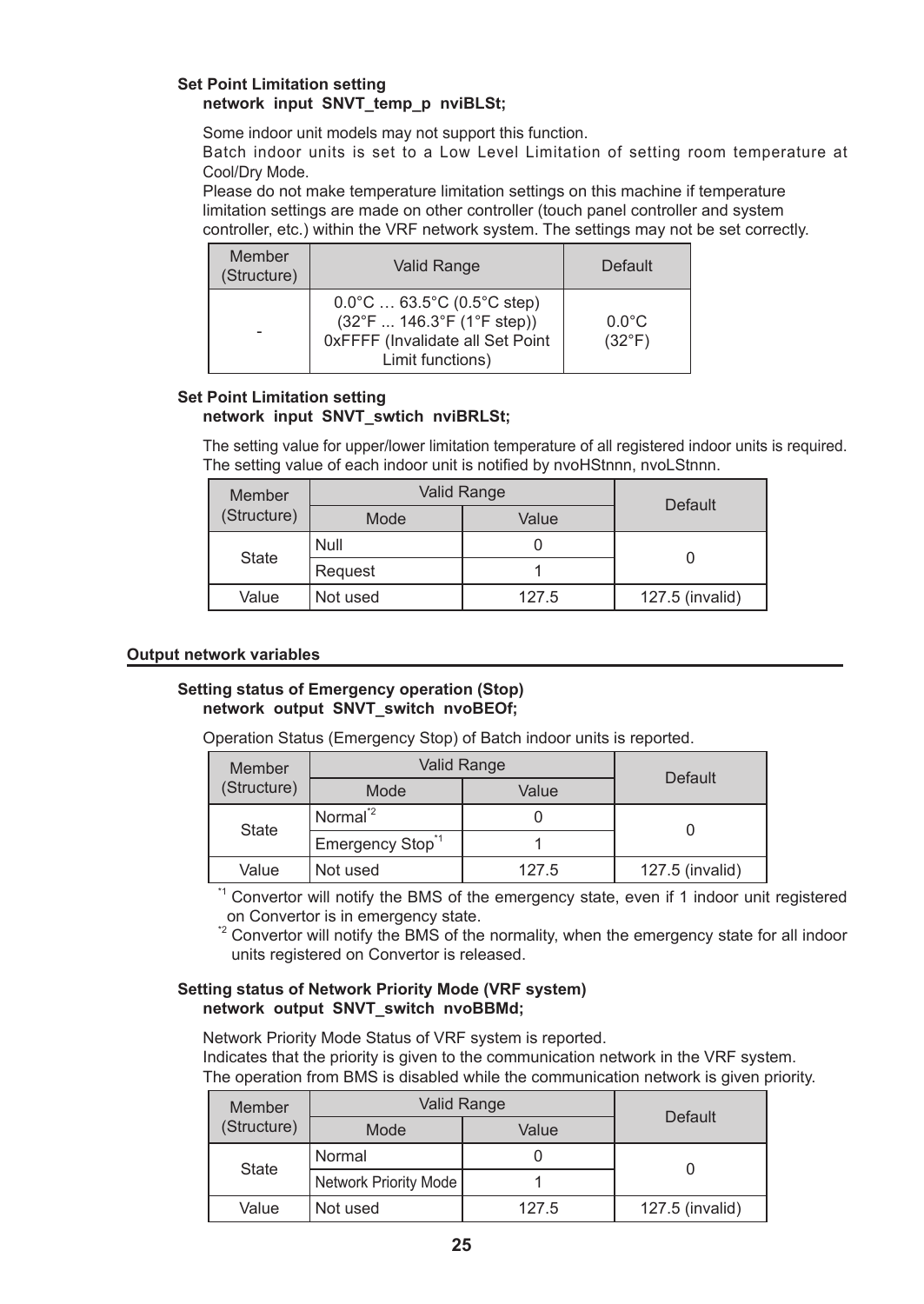**Set Point Limitation setting**
**network input SNVT_temp_p nviBLSt;**

Some indoor unit models may not support this function.
Batch indoor units is set to a Low Level Limitation of setting room temperature at Cool/Dry Mode.
Please do not make temperature limitation settings on this machine if temperature limitation settings are made on other controller (touch panel controller and system controller, etc.) within the VRF network system. The settings may not be set correctly.

| Member (Structure) | Valid Range | Default |
|---|---|---|
| - | 0.0°C … 63.5°C (0.5°C step) (32°F ... 146.3°F (1°F step)) 0xFFFF (Invalidate all Set Point Limit functions) | 0.0°C (32°F) |

**Set Point Limitation setting**
**network input SNVT_swtich nviBRLSt;**

The setting value for upper/lower limitation temperature of all registered indoor units is required.
The setting value of each indoor unit is notified by nvoHStnnn, nvoLStnnn.

| Member (Structure) | Valid Range | | Default |
|---|---|---|---|
| | Mode | Value | |
| State | Null | 0 | 0 |
| | Request | 1 | |
| Value | Not used | 127.5 | 127.5 (invalid) |

## Output network variables

**Setting status of Emergency operation (Stop)**
**network output SNVT_switch nvoBEOf;**

Operation Status (Emergency Stop) of Batch indoor units is reported.

| Member (Structure) | Valid Range | | Default |
|---|---|---|---|
| | Mode | Value | |
| State | Normal[*2] | 0 | 0 |
| | Emergency Stop[*1] | 1 | |
| Value | Not used | 127.5 | 127.5 (invalid) |

[*1] Convertor will notify the BMS of the emergency state, even if 1 indoor unit registered on Convertor is in emergency state.
[*2] Convertor will notify the BMS of the normality, when the emergency state for all indoor units registered on Convertor is released.

**Setting status of Network Priority Mode (VRF system)**
**network output SNVT_switch nvoBBMd;**

Network Priority Mode Status of VRF system is reported.
Indicates that the priority is given to the communication network in the VRF system.
The operation from BMS is disabled while the communication network is given priority.

| Member (Structure) | Valid Range | | Default |
|---|---|---|---|
| | Mode | Value | |
| State | Normal | 0 | 0 |
| | Network Priority Mode | 1 | |
| Value | Not used | 127.5 | 127.5 (invalid) |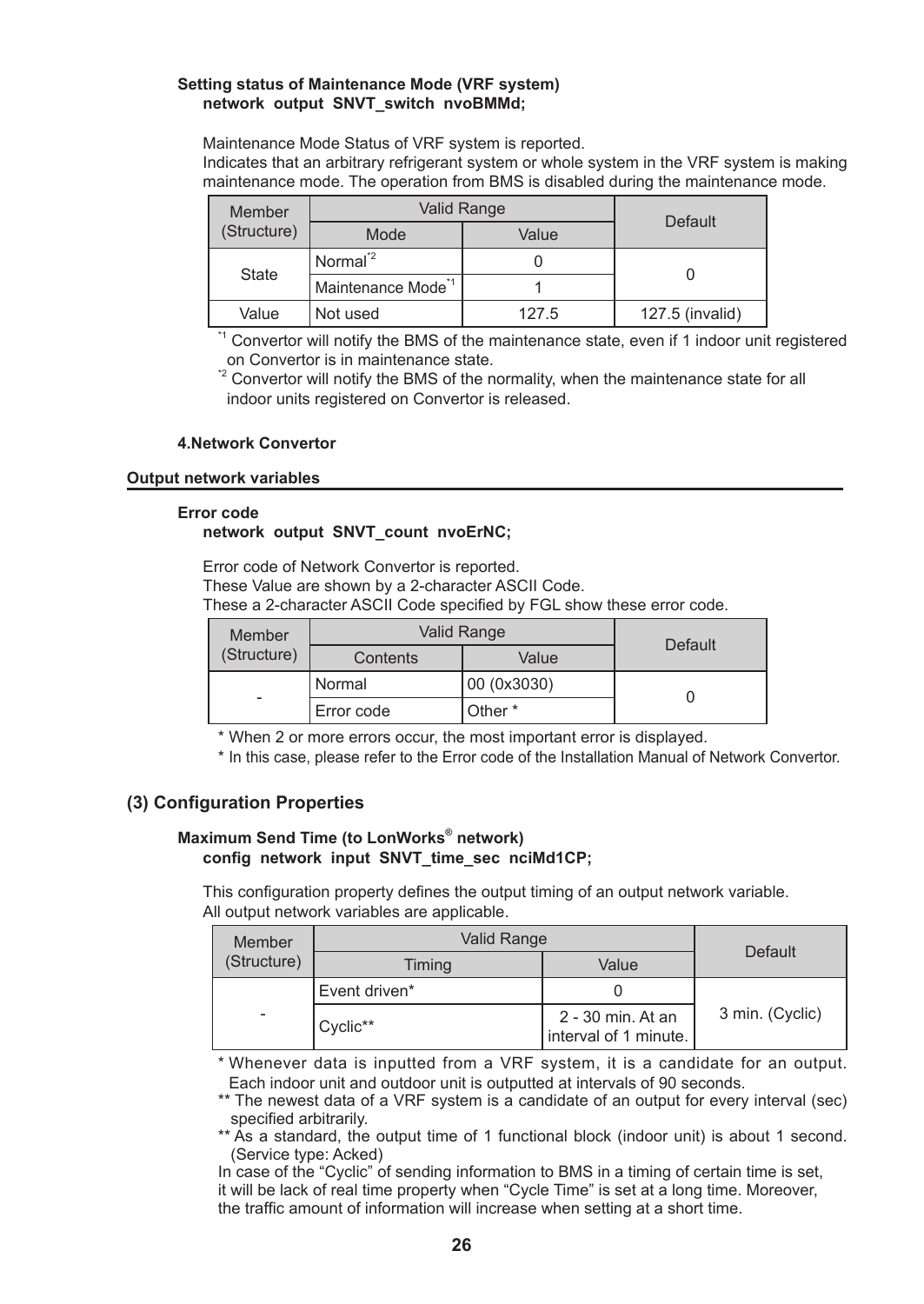**Setting status of Maintenance Mode (VRF system)**
**network output SNVT_switch nvoBMMd;**

Maintenance Mode Status of VRF system is reported.
Indicates that an arbitrary refrigerant system or whole system in the VRF system is making maintenance mode. The operation from BMS is disabled during the maintenance mode.

| Member (Structure) | Valid Range | | Default |
|---|---|---|---|
| | Mode | Value | |
| State | Normal*2 | 0 | 0 |
| | Maintenance Mode*1 | 1 | |
| Value | Not used | 127.5 | 127.5 (invalid) |

*1 Convertor will notify the BMS of the maintenance state, even if 1 indoor unit registered on Convertor is in maintenance state.
*2 Convertor will notify the BMS of the normality, when the maintenance state for all indoor units registered on Convertor is released.

**4.Network Convertor**

**Output network variables**

**Error code**
**network output SNVT_count nvoErNC;**

Error code of Network Convertor is reported.
These Value are shown by a 2-character ASCII Code.
These a 2-character ASCII Code specified by FGL show these error code.

| Member (Structure) | Valid Range | | Default |
|---|---|---|---|
| | Contents | Value | |
| - | Normal | 00 (0x3030) | 0 |
| | Error code | Other * | |

\* When 2 or more errors occur, the most important error is displayed.
\* In this case, please refer to the Error code of the Installation Manual of Network Convertor.

## (3) Configuration Properties

**Maximum Send Time (to LonWorks® network)**
**config network input SNVT_time_sec nciMd1CP;**

This configuration property defines the output timing of an output network variable.
All output network variables are applicable.

| Member (Structure) | Valid Range | | Default |
|---|---|---|---|
| | Timing | Value | |
| - | Event driven* | 0 | 3 min. (Cyclic) |
| | Cyclic** | 2 - 30 min. At an interval of 1 minute. | |

\* Whenever data is inputted from a VRF system, it is a candidate for an output. Each indoor unit and outdoor unit is outputted at intervals of 90 seconds.
\*\* The newest data of a VRF system is a candidate of an output for every interval (sec) specified arbitrarily.
\*\* As a standard, the output time of 1 functional block (indoor unit) is about 1 second. (Service type: Acked)
In case of the "Cyclic" of sending information to BMS in a timing of certain time is set, it will be lack of real time property when "Cycle Time" is set at a long time. Moreover, the traffic amount of information will increase when setting at a short time.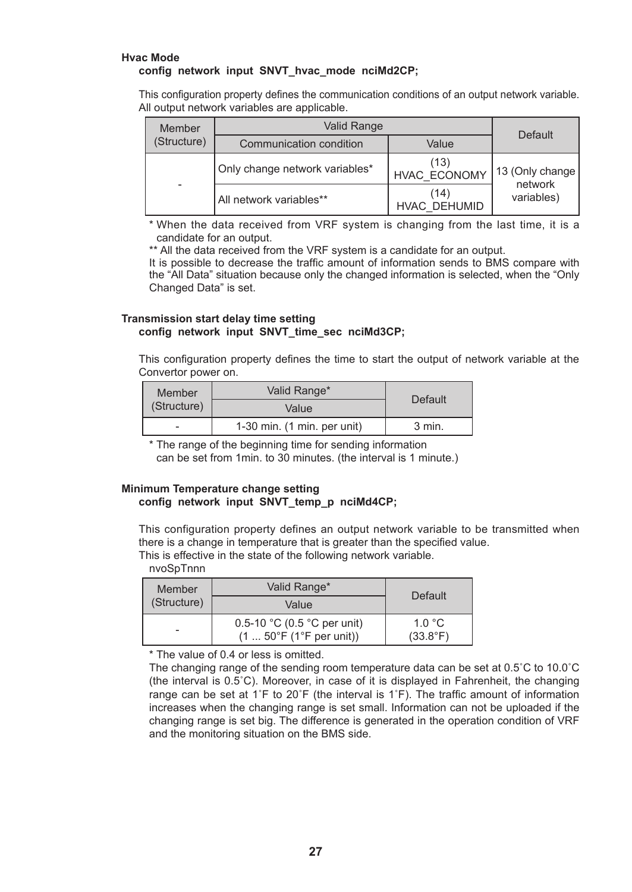**Hvac Mode**

**config network input SNVT_hvac_mode nciMd2CP;**

This configuration property defines the communication conditions of an output network variable. All output network variables are applicable.

| Member (Structure) | Valid Range | | Default |
|---|---|---|---|
| | Communication condition | Value | |
| - | Only change network variables* | (13) HVAC_ECONOMY | 13 (Only change network variables) |
| | All network variables** | (14) HVAC_DEHUMID | |

\* When the data received from VRF system is changing from the last time, it is a candidate for an output.

\*\* All the data received from the VRF system is a candidate for an output.

It is possible to decrease the traffic amount of information sends to BMS compare with the "All Data" situation because only the changed information is selected, when the "Only Changed Data" is set.

**Transmission start delay time setting**

**config network input SNVT_time_sec nciMd3CP;**

This configuration property defines the time to start the output of network variable at the Convertor power on.

| Member (Structure) | Valid Range* | Default |
|---|---|---|
| | Value | |
| - | 1-30 min. (1 min. per unit) | 3 min. |

\* The range of the beginning time for sending information can be set from 1min. to 30 minutes. (the interval is 1 minute.)

**Minimum Temperature change setting**

**config network input SNVT_temp_p nciMd4CP;**

This configuration property defines an output network variable to be transmitted when there is a change in temperature that is greater than the specified value.
This is effective in the state of the following network variable.
nvoSpTnnn

| Member (Structure) | Valid Range* | Default |
|---|---|---|
| | Value | |
| - | 0.5-10 °C (0.5 °C per unit) (1 ... 50°F (1°F per unit)) | 1.0 °C (33.8°F) |

\* The value of 0.4 or less is omitted.

The changing range of the sending room temperature data can be set at 0.5˚C to 10.0˚C (the interval is 0.5˚C). Moreover, in case of it is displayed in Fahrenheit, the changing range can be set at 1˚F to 20˚F (the interval is 1˚F). The traffic amount of information increases when the changing range is set small. Information can not be uploaded if the changing range is set big. The difference is generated in the operation condition of VRF and the monitoring situation on the BMS side.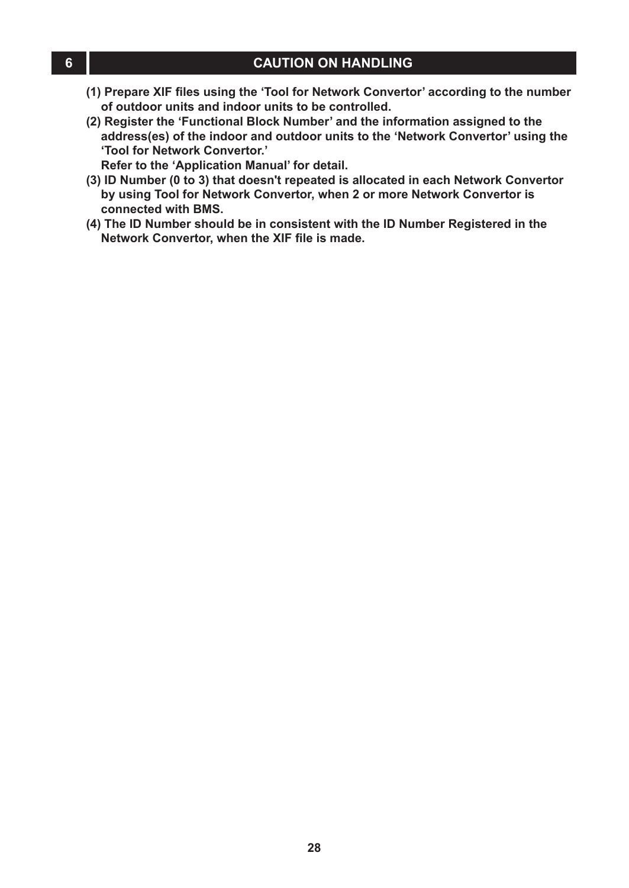## 6 CAUTION ON HANDLING

**(1) Prepare XIF files using the 'Tool for Network Convertor' according to the number of outdoor units and indoor units to be controlled.**

**(2) Register the 'Functional Block Number' and the information assigned to the address(es) of the indoor and outdoor units to the 'Network Convertor' using the 'Tool for Network Convertor.'**
**Refer to the 'Application Manual' for detail.**

**(3) ID Number (0 to 3) that doesn't repeated is allocated in each Network Convertor by using Tool for Network Convertor, when 2 or more Network Convertor is connected with BMS.**

**(4) The ID Number should be in consistent with the ID Number Registered in the Network Convertor, when the XIF file is made.**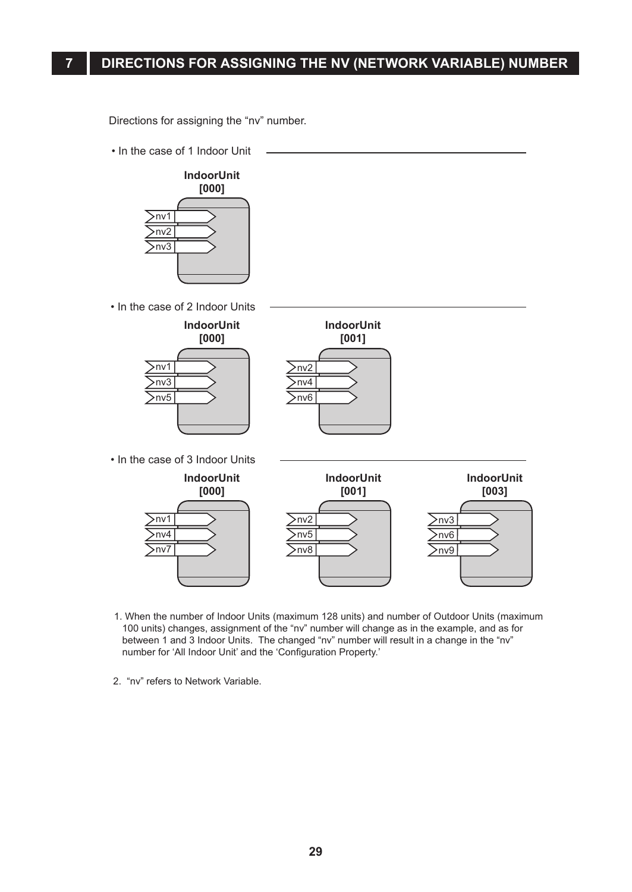# 7 DIRECTIONS FOR ASSIGNING THE NV (NETWORK VARIABLE) NUMBER

Directions for assigning the “nv” number.

- In the case of 1 Indoor Unit

**IndoorUnit [000]**

nv1
nv2
nv3

- In the case of 2 Indoor Units

**IndoorUnit [000]**

nv1
nv3
nv5

**IndoorUnit [001]**

nv2
nv4
nv6

- In the case of 3 Indoor Units

**IndoorUnit [000]**

nv1
nv4
nv7

**IndoorUnit [001]**

nv2
nv5
nv8

**IndoorUnit [003]**

nv3
nv6
nv9

1. When the number of Indoor Units (maximum 128 units) and number of Outdoor Units (maximum 100 units) changes, assignment of the “nv” number will change as in the example, and as for between 1 and 3 Indoor Units. The changed “nv” number will result in a change in the “nv” number for ‘All Indoor Unit’ and the ‘Configuration Property.’

2. “nv” refers to Network Variable.